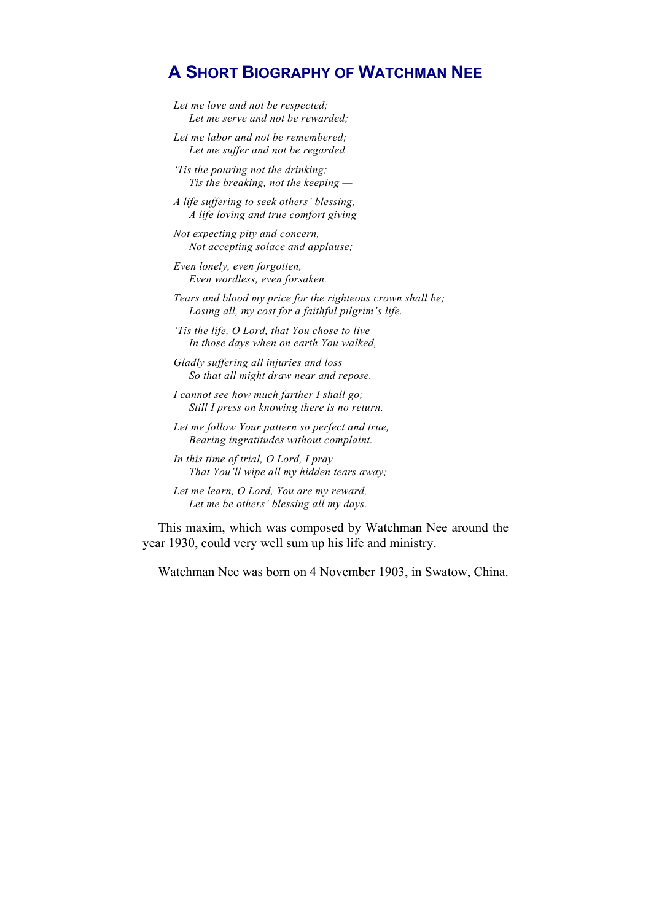# A Short Biography of Watchman Nee

*Let me love and not be respected;*
*Let me serve and not be rewarded;*

*Let me labor and not be remembered;*
*Let me suffer and not be regarded*

*'Tis the pouring not the drinking;*
*Tis the breaking, not the keeping —*

*A life suffering to seek others' blessing,*
*A life loving and true comfort giving*

*Not expecting pity and concern,*
*Not accepting solace and applause;*

*Even lonely, even forgotten,*
*Even wordless, even forsaken.*

*Tears and blood my price for the righteous crown shall be;*
*Losing all, my cost for a faithful pilgrim's life.*

*'Tis the life, O Lord, that You chose to live*
*In those days when on earth You walked,*

*Gladly suffering all injuries and loss*
*So that all might draw near and repose.*

*I cannot see how much farther I shall go;*
*Still I press on knowing there is no return.*

*Let me follow Your pattern so perfect and true,*
*Bearing ingratitudes without complaint.*

*In this time of trial, O Lord, I pray*
*That You'll wipe all my hidden tears away;*

*Let me learn, O Lord, You are my reward,*
*Let me be others' blessing all my days.*

This maxim, which was composed by Watchman Nee around the year 1930, could very well sum up his life and ministry.

Watchman Nee was born on 4 November 1903, in Swatow, China.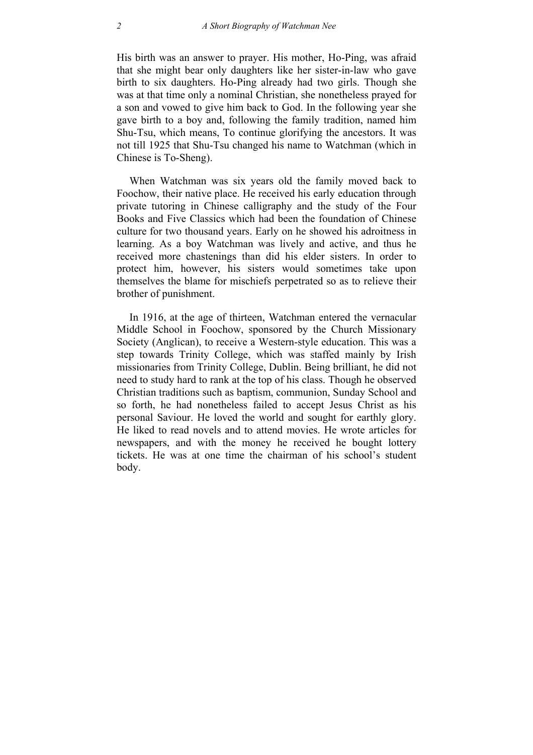His birth was an answer to prayer. His mother, Ho-Ping, was afraid that she might bear only daughters like her sister-in-law who gave birth to six daughters. Ho-Ping already had two girls. Though she was at that time only a nominal Christian, she nonetheless prayed for a son and vowed to give him back to God. In the following year she gave birth to a boy and, following the family tradition, named him Shu-Tsu, which means, To continue glorifying the ancestors. It was not till 1925 that Shu-Tsu changed his name to Watchman (which in Chinese is To-Sheng).

When Watchman was six years old the family moved back to Foochow, their native place. He received his early education through private tutoring in Chinese calligraphy and the study of the Four Books and Five Classics which had been the foundation of Chinese culture for two thousand years. Early on he showed his adroitness in learning. As a boy Watchman was lively and active, and thus he received more chastenings than did his elder sisters. In order to protect him, however, his sisters would sometimes take upon themselves the blame for mischiefs perpetrated so as to relieve their brother of punishment.

In 1916, at the age of thirteen, Watchman entered the vernacular Middle School in Foochow, sponsored by the Church Missionary Society (Anglican), to receive a Western-style education. This was a step towards Trinity College, which was staffed mainly by Irish missionaries from Trinity College, Dublin. Being brilliant, he did not need to study hard to rank at the top of his class. Though he observed Christian traditions such as baptism, communion, Sunday School and so forth, he had nonetheless failed to accept Jesus Christ as his personal Saviour. He loved the world and sought for earthly glory. He liked to read novels and to attend movies. He wrote articles for newspapers, and with the money he received he bought lottery tickets. He was at one time the chairman of his school's student body.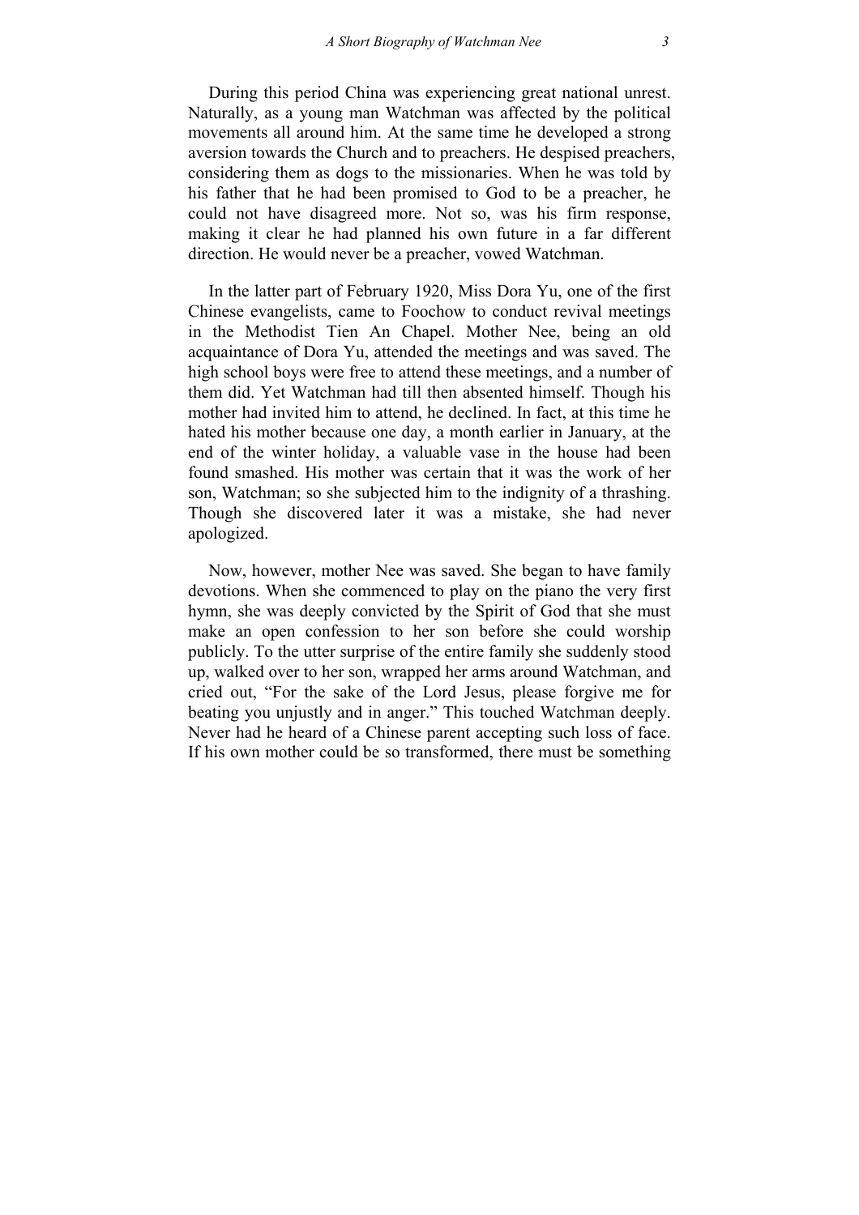During this period China was experiencing great national unrest. Naturally, as a young man Watchman was affected by the political movements all around him. At the same time he developed a strong aversion towards the Church and to preachers. He despised preachers, considering them as dogs to the missionaries. When he was told by his father that he had been promised to God to be a preacher, he could not have disagreed more. Not so, was his firm response, making it clear he had planned his own future in a far different direction. He would never be a preacher, vowed Watchman.

In the latter part of February 1920, Miss Dora Yu, one of the first Chinese evangelists, came to Foochow to conduct revival meetings in the Methodist Tien An Chapel. Mother Nee, being an old acquaintance of Dora Yu, attended the meetings and was saved. The high school boys were free to attend these meetings, and a number of them did. Yet Watchman had till then absented himself. Though his mother had invited him to attend, he declined. In fact, at this time he hated his mother because one day, a month earlier in January, at the end of the winter holiday, a valuable vase in the house had been found smashed. His mother was certain that it was the work of her son, Watchman; so she subjected him to the indignity of a thrashing. Though she discovered later it was a mistake, she had never apologized.

Now, however, mother Nee was saved. She began to have family devotions. When she commenced to play on the piano the very first hymn, she was deeply convicted by the Spirit of God that she must make an open confession to her son before she could worship publicly. To the utter surprise of the entire family she suddenly stood up, walked over to her son, wrapped her arms around Watchman, and cried out, "For the sake of the Lord Jesus, please forgive me for beating you unjustly and in anger." This touched Watchman deeply. Never had he heard of a Chinese parent accepting such loss of face. If his own mother could be so transformed, there must be something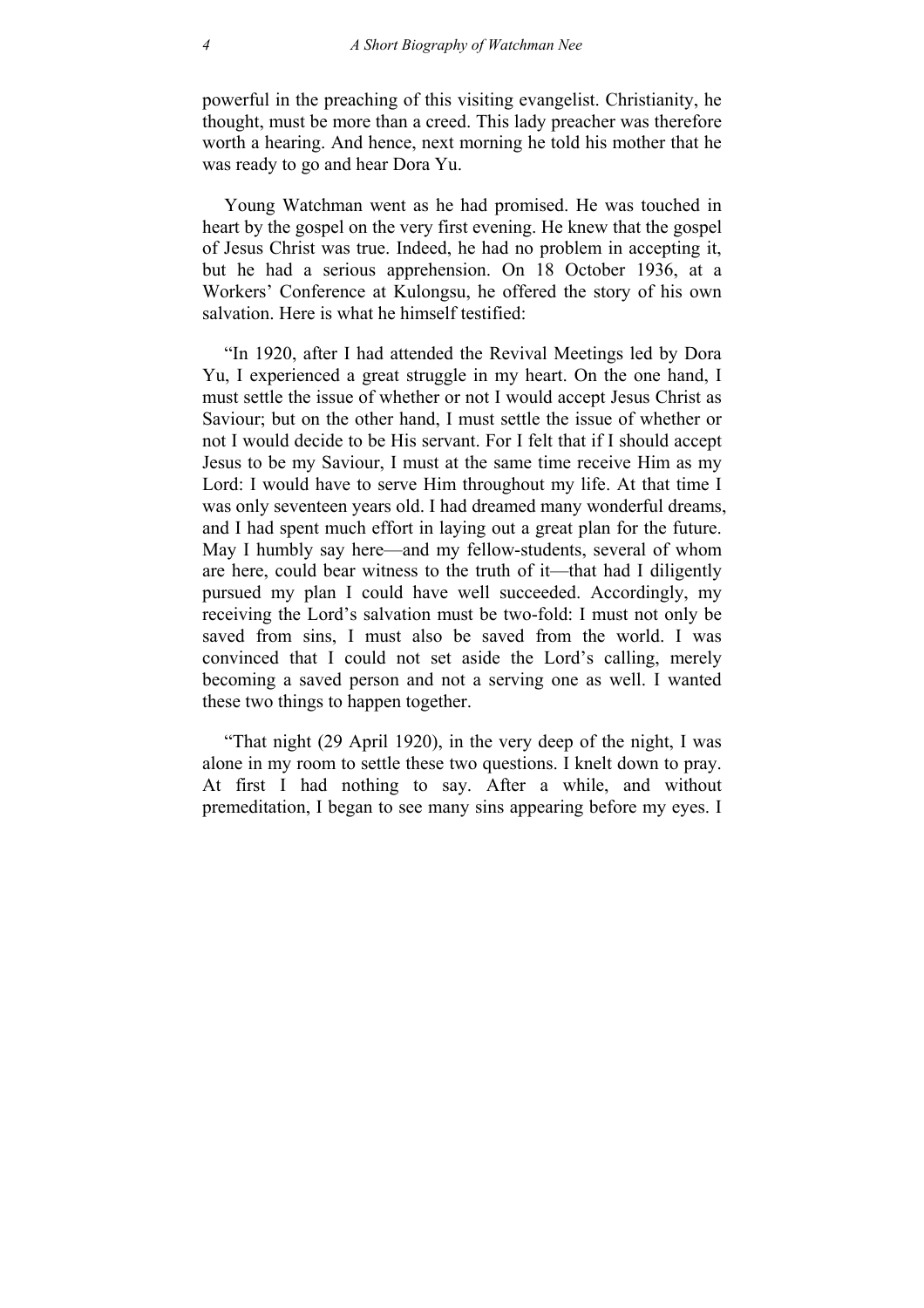powerful in the preaching of this visiting evangelist. Christianity, he thought, must be more than a creed. This lady preacher was therefore worth a hearing. And hence, next morning he told his mother that he was ready to go and hear Dora Yu.

Young Watchman went as he had promised. He was touched in heart by the gospel on the very first evening. He knew that the gospel of Jesus Christ was true. Indeed, he had no problem in accepting it, but he had a serious apprehension. On 18 October 1936, at a Workers' Conference at Kulongsu, he offered the story of his own salvation. Here is what he himself testified:

"In 1920, after I had attended the Revival Meetings led by Dora Yu, I experienced a great struggle in my heart. On the one hand, I must settle the issue of whether or not I would accept Jesus Christ as Saviour; but on the other hand, I must settle the issue of whether or not I would decide to be His servant. For I felt that if I should accept Jesus to be my Saviour, I must at the same time receive Him as my Lord: I would have to serve Him throughout my life. At that time I was only seventeen years old. I had dreamed many wonderful dreams, and I had spent much effort in laying out a great plan for the future. May I humbly say here—and my fellow-students, several of whom are here, could bear witness to the truth of it—that had I diligently pursued my plan I could have well succeeded. Accordingly, my receiving the Lord's salvation must be two-fold: I must not only be saved from sins, I must also be saved from the world. I was convinced that I could not set aside the Lord's calling, merely becoming a saved person and not a serving one as well. I wanted these two things to happen together.

"That night (29 April 1920), in the very deep of the night, I was alone in my room to settle these two questions. I knelt down to pray. At first I had nothing to say. After a while, and without premeditation, I began to see many sins appearing before my eyes. I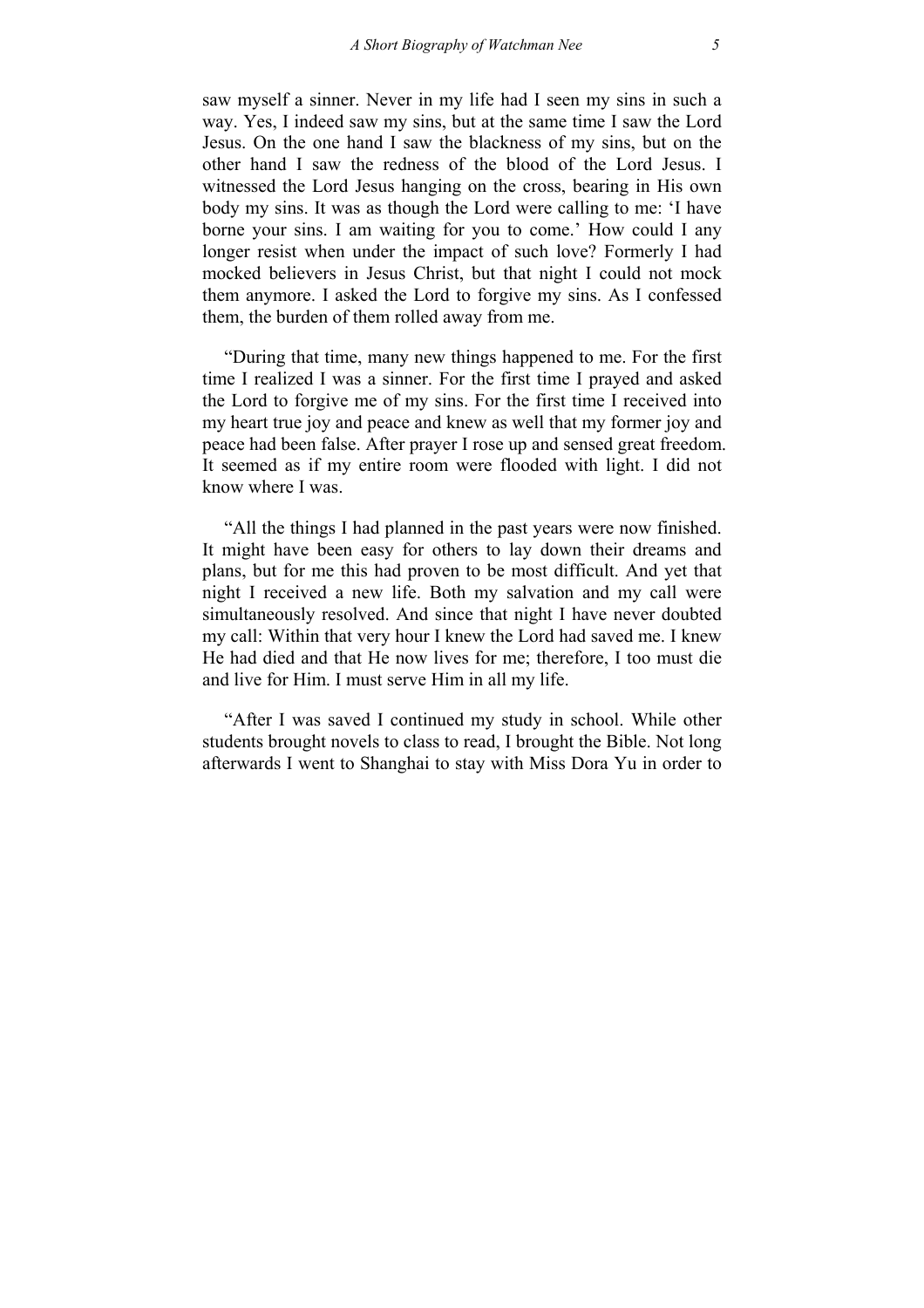saw myself a sinner. Never in my life had I seen my sins in such a way. Yes, I indeed saw my sins, but at the same time I saw the Lord Jesus. On the one hand I saw the blackness of my sins, but on the other hand I saw the redness of the blood of the Lord Jesus. I witnessed the Lord Jesus hanging on the cross, bearing in His own body my sins. It was as though the Lord were calling to me: 'I have borne your sins. I am waiting for you to come.' How could I any longer resist when under the impact of such love? Formerly I had mocked believers in Jesus Christ, but that night I could not mock them anymore. I asked the Lord to forgive my sins. As I confessed them, the burden of them rolled away from me.

"During that time, many new things happened to me. For the first time I realized I was a sinner. For the first time I prayed and asked the Lord to forgive me of my sins. For the first time I received into my heart true joy and peace and knew as well that my former joy and peace had been false. After prayer I rose up and sensed great freedom. It seemed as if my entire room were flooded with light. I did not know where I was.

"All the things I had planned in the past years were now finished. It might have been easy for others to lay down their dreams and plans, but for me this had proven to be most difficult. And yet that night I received a new life. Both my salvation and my call were simultaneously resolved. And since that night I have never doubted my call: Within that very hour I knew the Lord had saved me. I knew He had died and that He now lives for me; therefore, I too must die and live for Him. I must serve Him in all my life.

"After I was saved I continued my study in school. While other students brought novels to class to read, I brought the Bible. Not long afterwards I went to Shanghai to stay with Miss Dora Yu in order to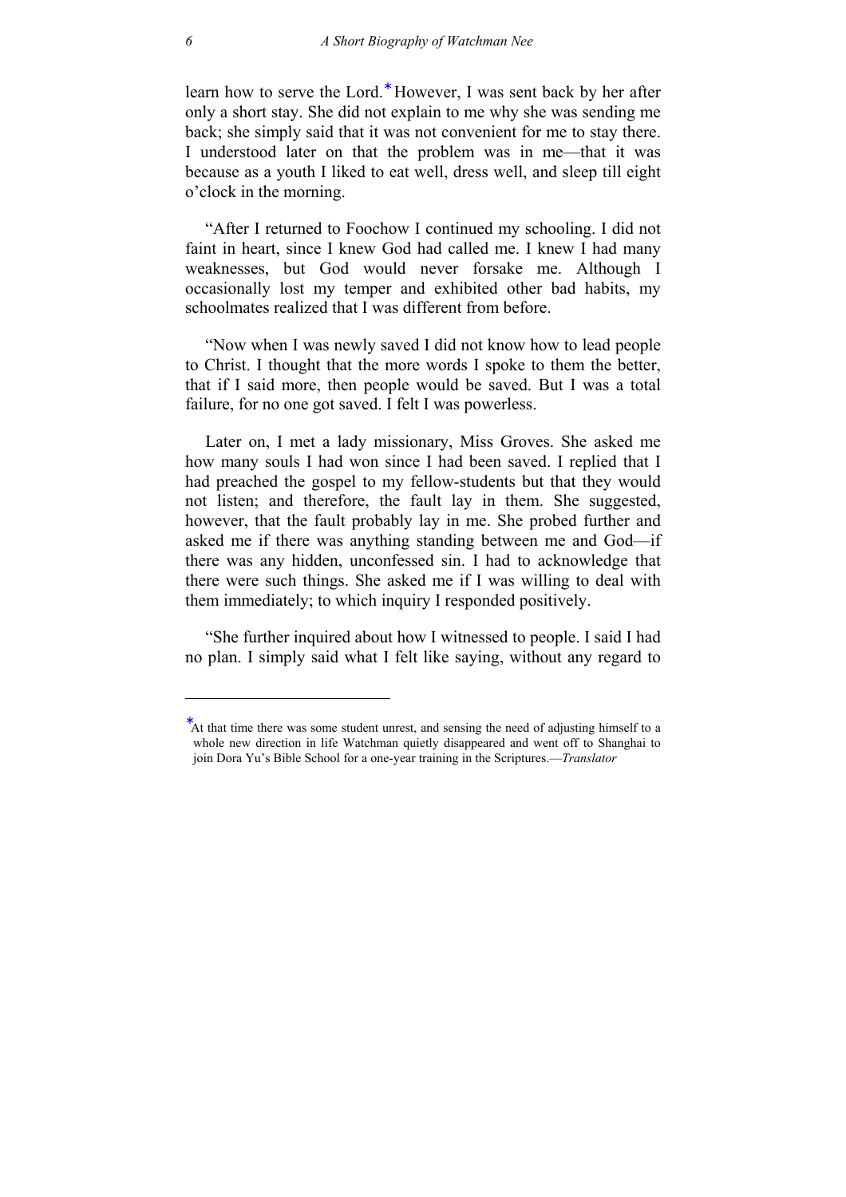learn how to serve the Lord.* However, I was sent back by her after only a short stay. She did not explain to me why she was sending me back; she simply said that it was not convenient for me to stay there. I understood later on that the problem was in me—that it was because as a youth I liked to eat well, dress well, and sleep till eight o'clock in the morning.

"After I returned to Foochow I continued my schooling. I did not faint in heart, since I knew God had called me. I knew I had many weaknesses, but God would never forsake me. Although I occasionally lost my temper and exhibited other bad habits, my schoolmates realized that I was different from before.

"Now when I was newly saved I did not know how to lead people to Christ. I thought that the more words I spoke to them the better, that if I said more, then people would be saved. But I was a total failure, for no one got saved. I felt I was powerless.

Later on, I met a lady missionary, Miss Groves. She asked me how many souls I had won since I had been saved. I replied that I had preached the gospel to my fellow-students but that they would not listen; and therefore, the fault lay in them. She suggested, however, that the fault probably lay in me. She probed further and asked me if there was anything standing between me and God—if there was any hidden, unconfessed sin. I had to acknowledge that there were such things. She asked me if I was willing to deal with them immediately; to which inquiry I responded positively.

"She further inquired about how I witnessed to people. I said I had no plan. I simply said what I felt like saying, without any regard to

---

*At that time there was some student unrest, and sensing the need of adjusting himself to a whole new direction in life Watchman quietly disappeared and went off to Shanghai to join Dora Yu's Bible School for a one-year training in the Scriptures.—*Translator*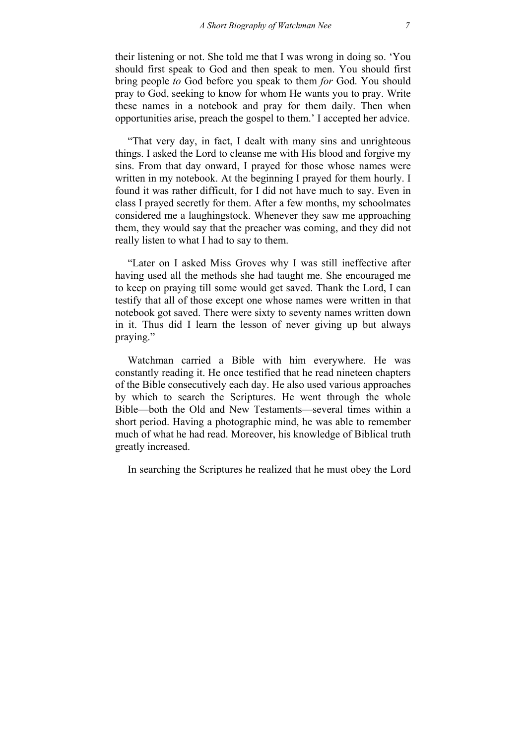their listening or not. She told me that I was wrong in doing so. 'You should first speak to God and then speak to men. You should first bring people *to* God before you speak to them *for* God. You should pray to God, seeking to know for whom He wants you to pray. Write these names in a notebook and pray for them daily. Then when opportunities arise, preach the gospel to them.' I accepted her advice.

"That very day, in fact, I dealt with many sins and unrighteous things. I asked the Lord to cleanse me with His blood and forgive my sins. From that day onward, I prayed for those whose names were written in my notebook. At the beginning I prayed for them hourly. I found it was rather difficult, for I did not have much to say. Even in class I prayed secretly for them. After a few months, my schoolmates considered me a laughingstock. Whenever they saw me approaching them, they would say that the preacher was coming, and they did not really listen to what I had to say to them.

"Later on I asked Miss Groves why I was still ineffective after having used all the methods she had taught me. She encouraged me to keep on praying till some would get saved. Thank the Lord, I can testify that all of those except one whose names were written in that notebook got saved. There were sixty to seventy names written down in it. Thus did I learn the lesson of never giving up but always praying."

Watchman carried a Bible with him everywhere. He was constantly reading it. He once testified that he read nineteen chapters of the Bible consecutively each day. He also used various approaches by which to search the Scriptures. He went through the whole Bible—both the Old and New Testaments—several times within a short period. Having a photographic mind, he was able to remember much of what he had read. Moreover, his knowledge of Biblical truth greatly increased.

In searching the Scriptures he realized that he must obey the Lord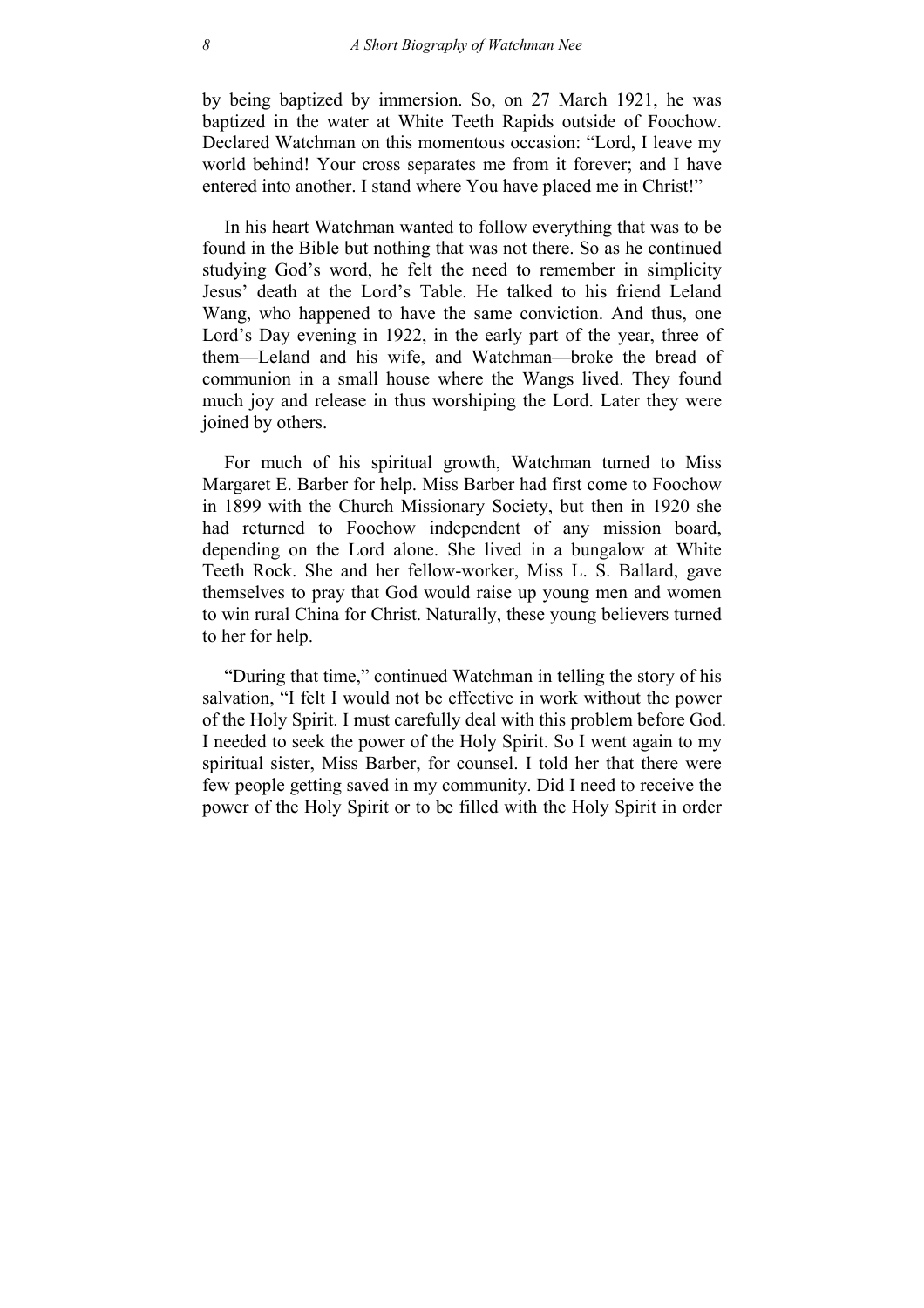by being baptized by immersion. So, on 27 March 1921, he was baptized in the water at White Teeth Rapids outside of Foochow. Declared Watchman on this momentous occasion: "Lord, I leave my world behind! Your cross separates me from it forever; and I have entered into another. I stand where You have placed me in Christ!"

In his heart Watchman wanted to follow everything that was to be found in the Bible but nothing that was not there. So as he continued studying God's word, he felt the need to remember in simplicity Jesus' death at the Lord's Table. He talked to his friend Leland Wang, who happened to have the same conviction. And thus, one Lord's Day evening in 1922, in the early part of the year, three of them—Leland and his wife, and Watchman—broke the bread of communion in a small house where the Wangs lived. They found much joy and release in thus worshiping the Lord. Later they were joined by others.

For much of his spiritual growth, Watchman turned to Miss Margaret E. Barber for help. Miss Barber had first come to Foochow in 1899 with the Church Missionary Society, but then in 1920 she had returned to Foochow independent of any mission board, depending on the Lord alone. She lived in a bungalow at White Teeth Rock. She and her fellow-worker, Miss L. S. Ballard, gave themselves to pray that God would raise up young men and women to win rural China for Christ. Naturally, these young believers turned to her for help.

"During that time," continued Watchman in telling the story of his salvation, "I felt I would not be effective in work without the power of the Holy Spirit. I must carefully deal with this problem before God. I needed to seek the power of the Holy Spirit. So I went again to my spiritual sister, Miss Barber, for counsel. I told her that there were few people getting saved in my community. Did I need to receive the power of the Holy Spirit or to be filled with the Holy Spirit in order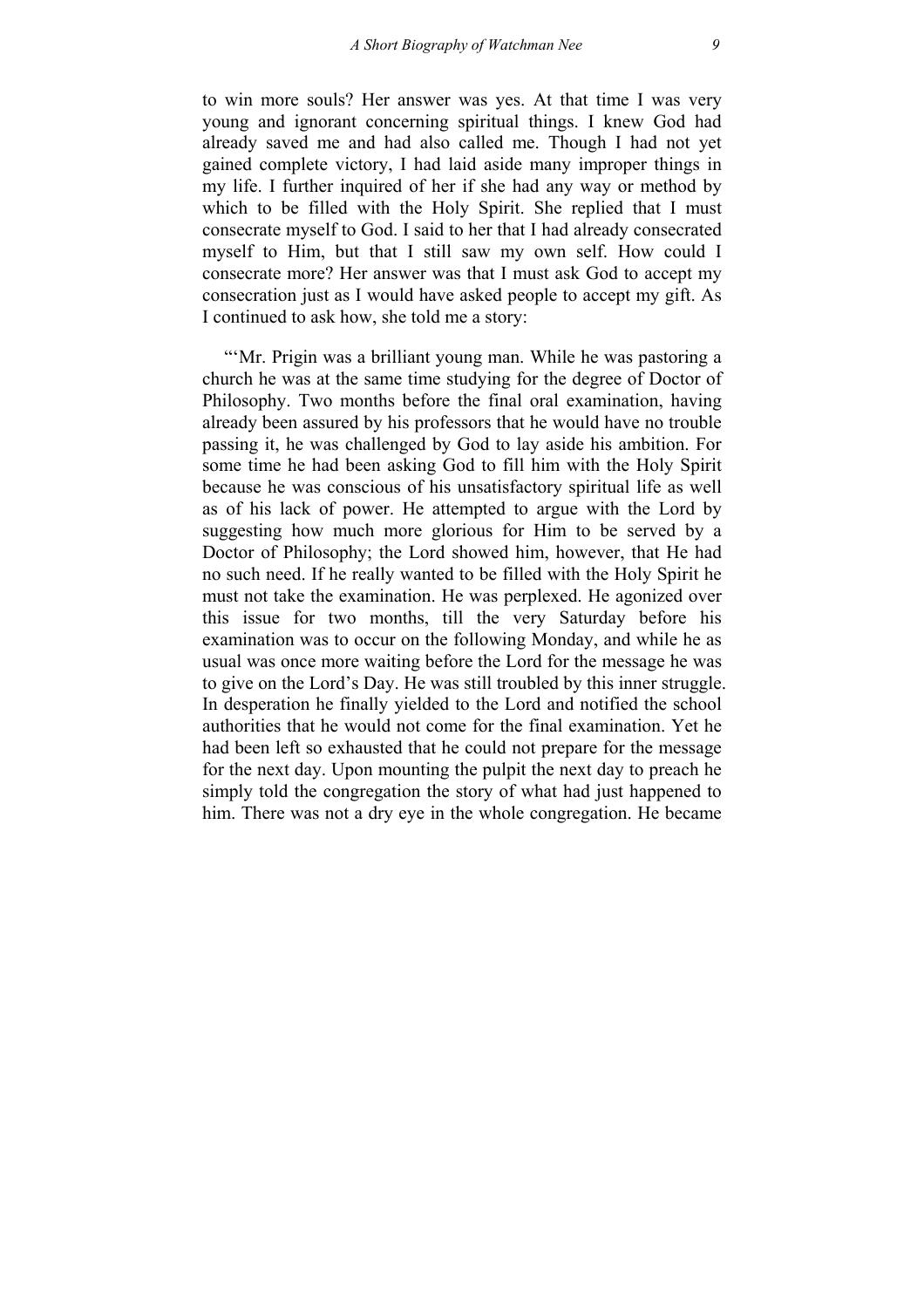to win more souls? Her answer was yes. At that time I was very young and ignorant concerning spiritual things. I knew God had already saved me and had also called me. Though I had not yet gained complete victory, I had laid aside many improper things in my life. I further inquired of her if she had any way or method by which to be filled with the Holy Spirit. She replied that I must consecrate myself to God. I said to her that I had already consecrated myself to Him, but that I still saw my own self. How could I consecrate more? Her answer was that I must ask God to accept my consecration just as I would have asked people to accept my gift. As I continued to ask how, she told me a story:

"'Mr. Prigin was a brilliant young man. While he was pastoring a church he was at the same time studying for the degree of Doctor of Philosophy. Two months before the final oral examination, having already been assured by his professors that he would have no trouble passing it, he was challenged by God to lay aside his ambition. For some time he had been asking God to fill him with the Holy Spirit because he was conscious of his unsatisfactory spiritual life as well as of his lack of power. He attempted to argue with the Lord by suggesting how much more glorious for Him to be served by a Doctor of Philosophy; the Lord showed him, however, that He had no such need. If he really wanted to be filled with the Holy Spirit he must not take the examination. He was perplexed. He agonized over this issue for two months, till the very Saturday before his examination was to occur on the following Monday, and while he as usual was once more waiting before the Lord for the message he was to give on the Lord's Day. He was still troubled by this inner struggle. In desperation he finally yielded to the Lord and notified the school authorities that he would not come for the final examination. Yet he had been left so exhausted that he could not prepare for the message for the next day. Upon mounting the pulpit the next day to preach he simply told the congregation the story of what had just happened to him. There was not a dry eye in the whole congregation. He became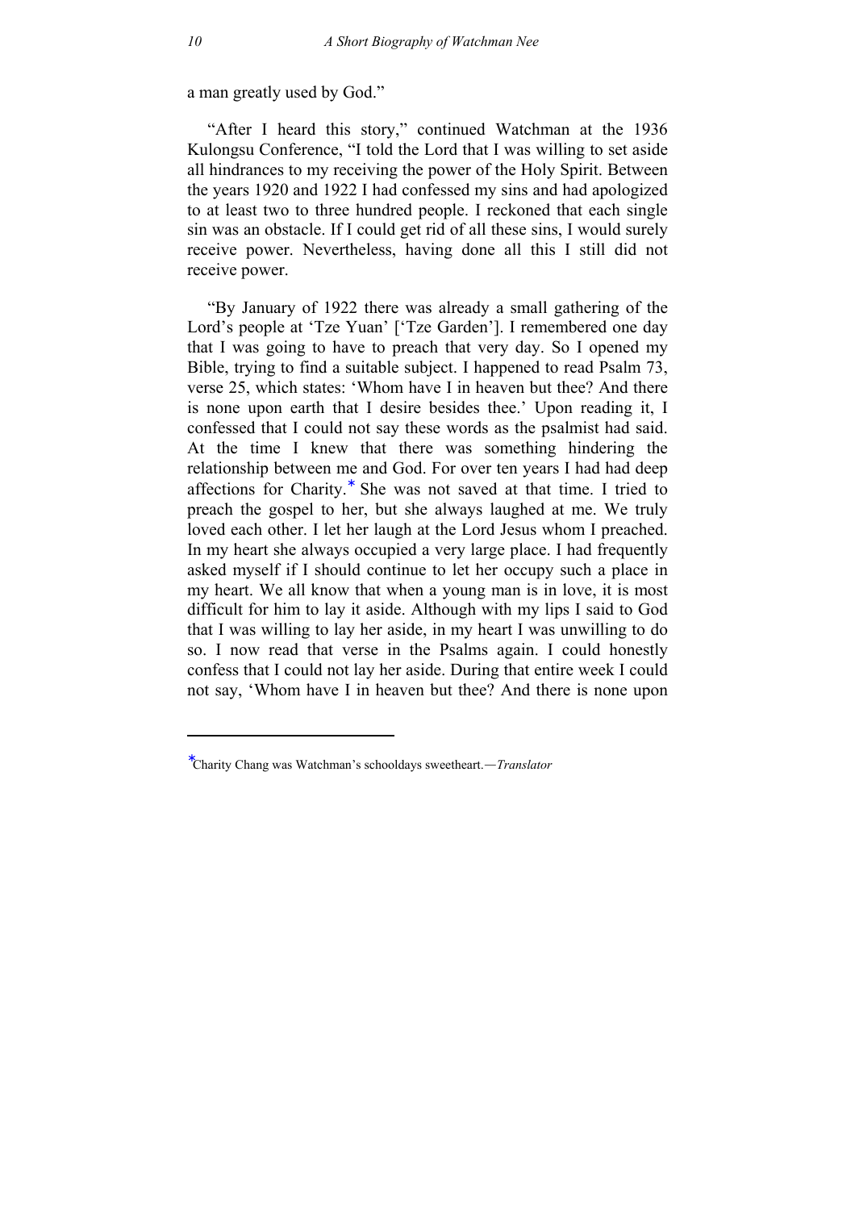a man greatly used by God."

"After I heard this story," continued Watchman at the 1936 Kulongsu Conference, "I told the Lord that I was willing to set aside all hindrances to my receiving the power of the Holy Spirit. Between the years 1920 and 1922 I had confessed my sins and had apologized to at least two to three hundred people. I reckoned that each single sin was an obstacle. If I could get rid of all these sins, I would surely receive power. Nevertheless, having done all this I still did not receive power.

"By January of 1922 there was already a small gathering of the Lord's people at 'Tze Yuan' ['Tze Garden']. I remembered one day that I was going to have to preach that very day. So I opened my Bible, trying to find a suitable subject. I happened to read Psalm 73, verse 25, which states: 'Whom have I in heaven but thee? And there is none upon earth that I desire besides thee.' Upon reading it, I confessed that I could not say these words as the psalmist had said. At the time I knew that there was something hindering the relationship between me and God. For over ten years I had had deep affections for Charity.* She was not saved at that time. I tried to preach the gospel to her, but she always laughed at me. We truly loved each other. I let her laugh at the Lord Jesus whom I preached. In my heart she always occupied a very large place. I had frequently asked myself if I should continue to let her occupy such a place in my heart. We all know that when a young man is in love, it is most difficult for him to lay it aside. Although with my lips I said to God that I was willing to lay her aside, in my heart I was unwilling to do so. I now read that verse in the Psalms again. I could honestly confess that I could not lay her aside. During that entire week I could not say, 'Whom have I in heaven but thee? And there is none upon

---

*Charity Chang was Watchman's schooldays sweetheart.—*Translator*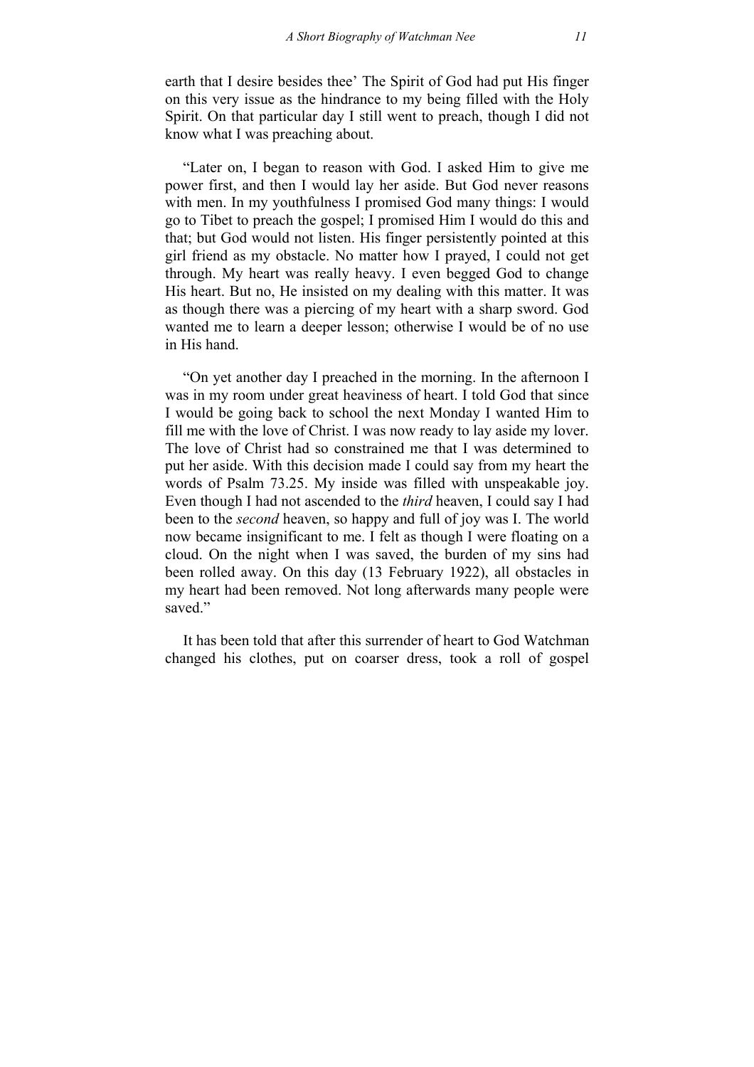earth that I desire besides thee' The Spirit of God had put His finger on this very issue as the hindrance to my being filled with the Holy Spirit. On that particular day I still went to preach, though I did not know what I was preaching about.

"Later on, I began to reason with God. I asked Him to give me power first, and then I would lay her aside. But God never reasons with men. In my youthfulness I promised God many things: I would go to Tibet to preach the gospel; I promised Him I would do this and that; but God would not listen. His finger persistently pointed at this girl friend as my obstacle. No matter how I prayed, I could not get through. My heart was really heavy. I even begged God to change His heart. But no, He insisted on my dealing with this matter. It was as though there was a piercing of my heart with a sharp sword. God wanted me to learn a deeper lesson; otherwise I would be of no use in His hand.

"On yet another day I preached in the morning. In the afternoon I was in my room under great heaviness of heart. I told God that since I would be going back to school the next Monday I wanted Him to fill me with the love of Christ. I was now ready to lay aside my lover. The love of Christ had so constrained me that I was determined to put her aside. With this decision made I could say from my heart the words of Psalm 73.25. My inside was filled with unspeakable joy. Even though I had not ascended to the *third* heaven, I could say I had been to the *second* heaven, so happy and full of joy was I. The world now became insignificant to me. I felt as though I were floating on a cloud. On the night when I was saved, the burden of my sins had been rolled away. On this day (13 February 1922), all obstacles in my heart had been removed. Not long afterwards many people were saved."

It has been told that after this surrender of heart to God Watchman changed his clothes, put on coarser dress, took a roll of gospel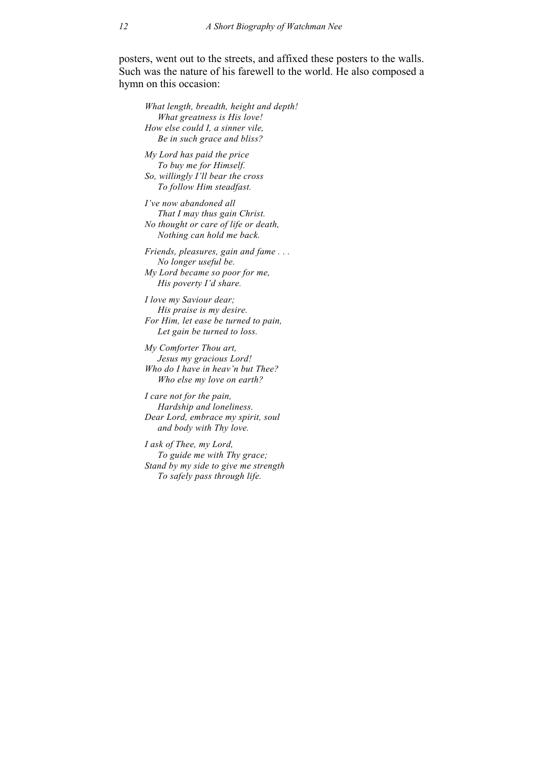posters, went out to the streets, and affixed these posters to the walls. Such was the nature of his farewell to the world. He also composed a hymn on this occasion:

*What length, breadth, height and depth!*  
*What greatness is His love!*  
*How else could I, a sinner vile,*  
*Be in such grace and bliss?*

*My Lord has paid the price*  
*To buy me for Himself.*  
*So, willingly I'll bear the cross*  
*To follow Him steadfast.*

*I've now abandoned all*  
*That I may thus gain Christ.*  
*No thought or care of life or death,*  
*Nothing can hold me back.*

*Friends, pleasures, gain and fame . . .*  
*No longer useful be.*  
*My Lord became so poor for me,*  
*His poverty I'd share.*

*I love my Saviour dear;*  
*His praise is my desire.*  
*For Him, let ease be turned to pain,*  
*Let gain be turned to loss.*

*My Comforter Thou art,*  
*Jesus my gracious Lord!*  
*Who do I have in heav'n but Thee?*  
*Who else my love on earth?*

*I care not for the pain,*  
*Hardship and loneliness.*  
*Dear Lord, embrace my spirit, soul*  
*and body with Thy love.*

*I ask of Thee, my Lord,*  
*To guide me with Thy grace;*  
*Stand by my side to give me strength*  
*To safely pass through life.*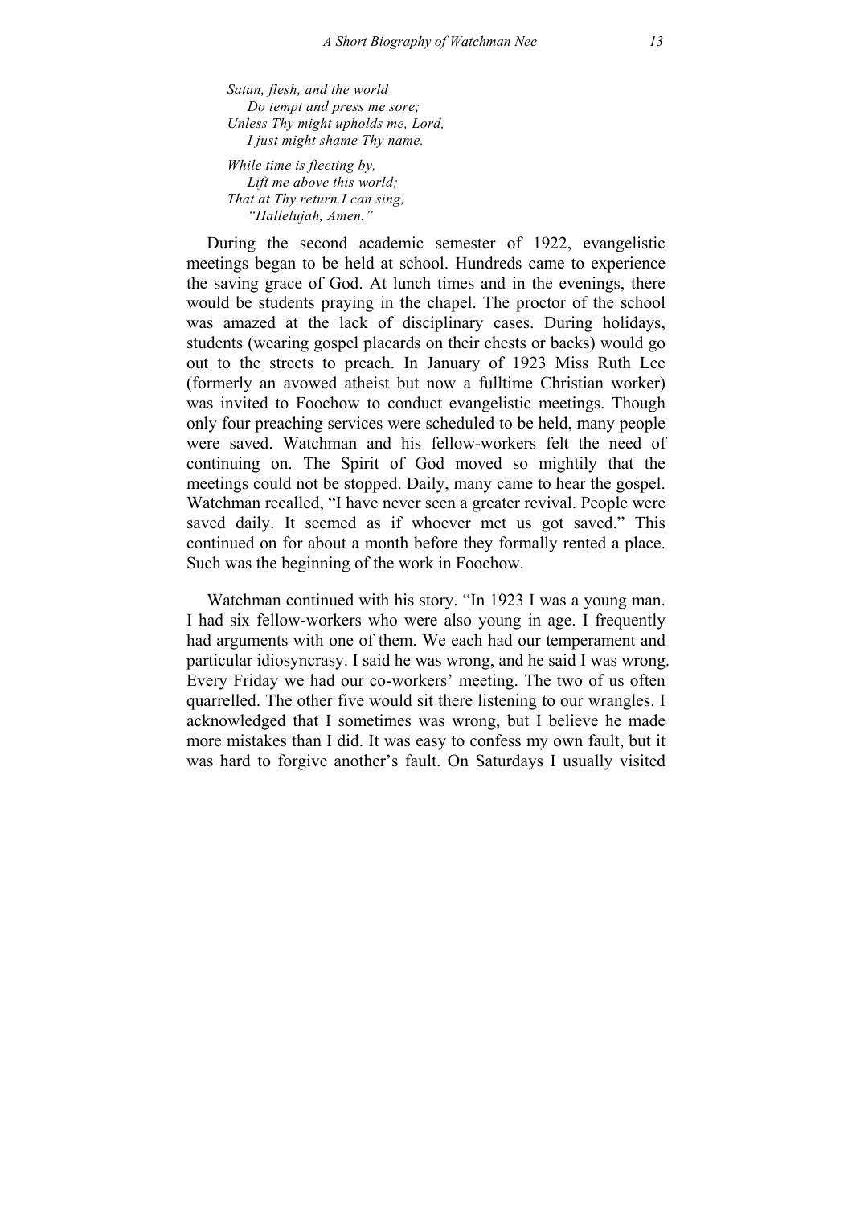*Satan, flesh, and the world*  
*Do tempt and press me sore;*  
*Unless Thy might upholds me, Lord,*  
*I just might shame Thy name.*

*While time is fleeting by,*  
*Lift me above this world;*  
*That at Thy return I can sing,*  
*"Hallelujah, Amen."*

During the second academic semester of 1922, evangelistic meetings began to be held at school. Hundreds came to experience the saving grace of God. At lunch times and in the evenings, there would be students praying in the chapel. The proctor of the school was amazed at the lack of disciplinary cases. During holidays, students (wearing gospel placards on their chests or backs) would go out to the streets to preach. In January of 1923 Miss Ruth Lee (formerly an avowed atheist but now a fulltime Christian worker) was invited to Foochow to conduct evangelistic meetings. Though only four preaching services were scheduled to be held, many people were saved. Watchman and his fellow-workers felt the need of continuing on. The Spirit of God moved so mightily that the meetings could not be stopped. Daily, many came to hear the gospel. Watchman recalled, "I have never seen a greater revival. People were saved daily. It seemed as if whoever met us got saved." This continued on for about a month before they formally rented a place. Such was the beginning of the work in Foochow.

Watchman continued with his story. "In 1923 I was a young man. I had six fellow-workers who were also young in age. I frequently had arguments with one of them. We each had our temperament and particular idiosyncrasy. I said he was wrong, and he said I was wrong. Every Friday we had our co-workers' meeting. The two of us often quarrelled. The other five would sit there listening to our wrangles. I acknowledged that I sometimes was wrong, but I believe he made more mistakes than I did. It was easy to confess my own fault, but it was hard to forgive another's fault. On Saturdays I usually visited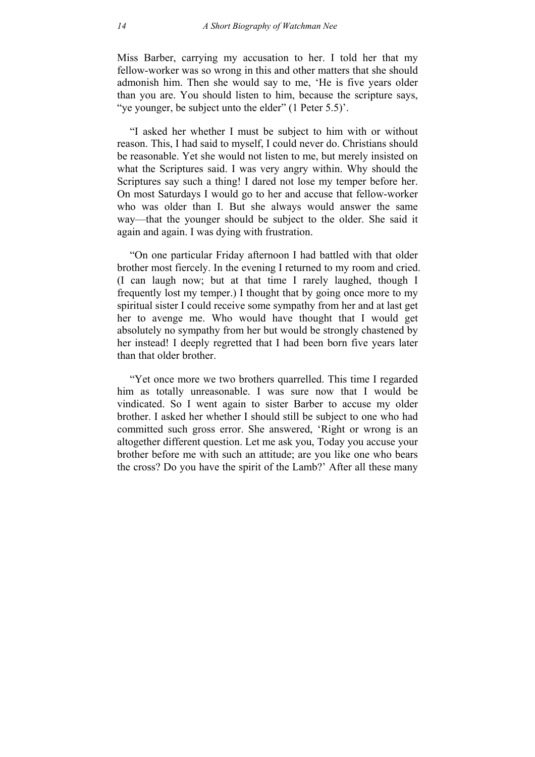Miss Barber, carrying my accusation to her. I told her that my fellow-worker was so wrong in this and other matters that she should admonish him. Then she would say to me, 'He is five years older than you are. You should listen to him, because the scripture says, "ye younger, be subject unto the elder" (1 Peter 5.5)'.

"I asked her whether I must be subject to him with or without reason. This, I had said to myself, I could never do. Christians should be reasonable. Yet she would not listen to me, but merely insisted on what the Scriptures said. I was very angry within. Why should the Scriptures say such a thing! I dared not lose my temper before her. On most Saturdays I would go to her and accuse that fellow-worker who was older than I. But she always would answer the same way—that the younger should be subject to the older. She said it again and again. I was dying with frustration.

"On one particular Friday afternoon I had battled with that older brother most fiercely. In the evening I returned to my room and cried. (I can laugh now; but at that time I rarely laughed, though I frequently lost my temper.) I thought that by going once more to my spiritual sister I could receive some sympathy from her and at last get her to avenge me. Who would have thought that I would get absolutely no sympathy from her but would be strongly chastened by her instead! I deeply regretted that I had been born five years later than that older brother.

"Yet once more we two brothers quarrelled. This time I regarded him as totally unreasonable. I was sure now that I would be vindicated. So I went again to sister Barber to accuse my older brother. I asked her whether I should still be subject to one who had committed such gross error. She answered, 'Right or wrong is an altogether different question. Let me ask you, Today you accuse your brother before me with such an attitude; are you like one who bears the cross? Do you have the spirit of the Lamb?' After all these many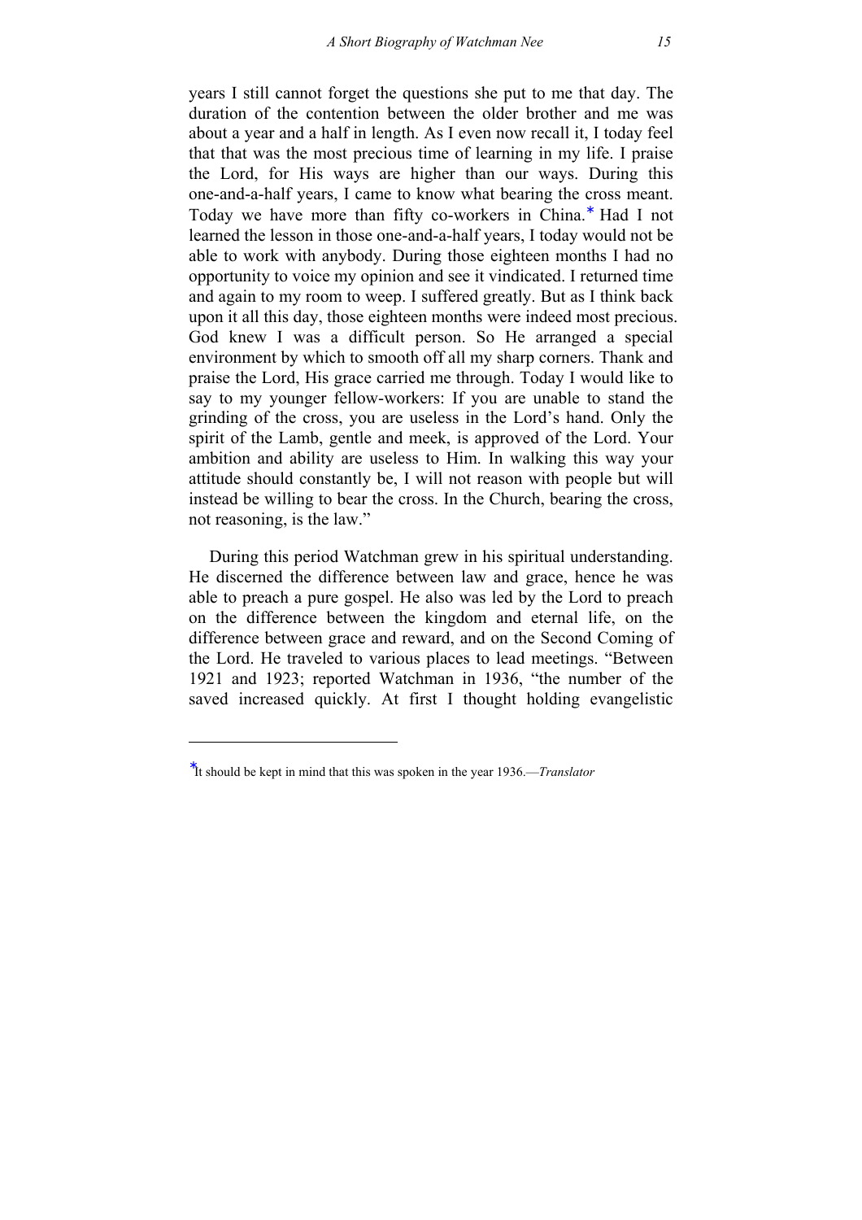years I still cannot forget the questions she put to me that day. The duration of the contention between the older brother and me was about a year and a half in length. As I even now recall it, I today feel that that was the most precious time of learning in my life. I praise the Lord, for His ways are higher than our ways. During this one-and-a-half years, I came to know what bearing the cross meant. Today we have more than fifty co-workers in China.* Had I not learned the lesson in those one-and-a-half years, I today would not be able to work with anybody. During those eighteen months I had no opportunity to voice my opinion and see it vindicated. I returned time and again to my room to weep. I suffered greatly. But as I think back upon it all this day, those eighteen months were indeed most precious. God knew I was a difficult person. So He arranged a special environment by which to smooth off all my sharp corners. Thank and praise the Lord, His grace carried me through. Today I would like to say to my younger fellow-workers: If you are unable to stand the grinding of the cross, you are useless in the Lord's hand. Only the spirit of the Lamb, gentle and meek, is approved of the Lord. Your ambition and ability are useless to Him. In walking this way your attitude should constantly be, I will not reason with people but will instead be willing to bear the cross. In the Church, bearing the cross, not reasoning, is the law."

During this period Watchman grew in his spiritual understanding. He discerned the difference between law and grace, hence he was able to preach a pure gospel. He also was led by the Lord to preach on the difference between the kingdom and eternal life, on the difference between grace and reward, and on the Second Coming of the Lord. He traveled to various places to lead meetings. "Between 1921 and 1923; reported Watchman in 1936, "the number of the saved increased quickly. At first I thought holding evangelistic

---

*It should be kept in mind that this was spoken in the year 1936.—*Translator*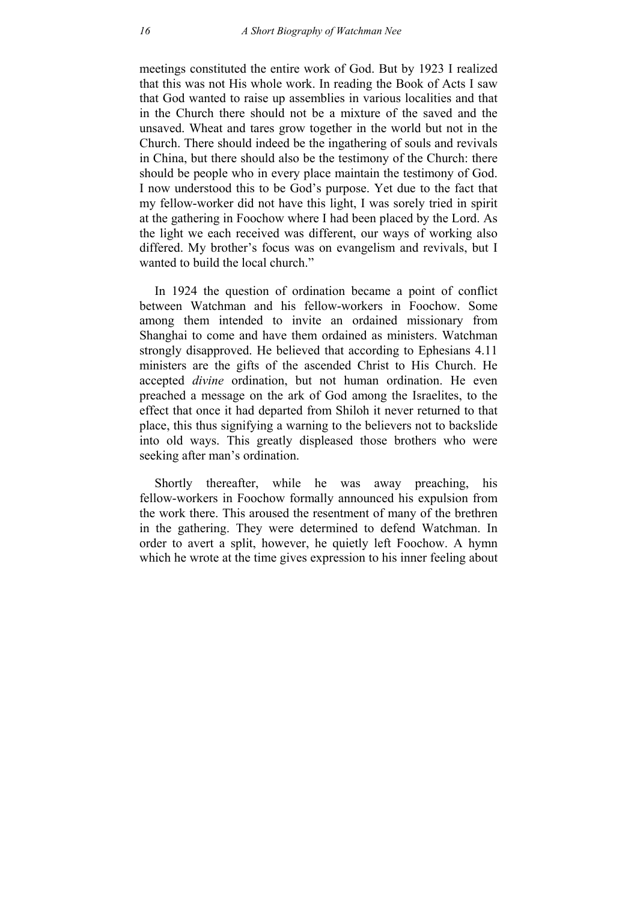meetings constituted the entire work of God. But by 1923 I realized that this was not His whole work. In reading the Book of Acts I saw that God wanted to raise up assemblies in various localities and that in the Church there should not be a mixture of the saved and the unsaved. Wheat and tares grow together in the world but not in the Church. There should indeed be the ingathering of souls and revivals in China, but there should also be the testimony of the Church: there should be people who in every place maintain the testimony of God. I now understood this to be God's purpose. Yet due to the fact that my fellow-worker did not have this light, I was sorely tried in spirit at the gathering in Foochow where I had been placed by the Lord. As the light we each received was different, our ways of working also differed. My brother's focus was on evangelism and revivals, but I wanted to build the local church."

In 1924 the question of ordination became a point of conflict between Watchman and his fellow-workers in Foochow. Some among them intended to invite an ordained missionary from Shanghai to come and have them ordained as ministers. Watchman strongly disapproved. He believed that according to Ephesians 4.11 ministers are the gifts of the ascended Christ to His Church. He accepted *divine* ordination, but not human ordination. He even preached a message on the ark of God among the Israelites, to the effect that once it had departed from Shiloh it never returned to that place, this thus signifying a warning to the believers not to backslide into old ways. This greatly displeased those brothers who were seeking after man's ordination.

Shortly thereafter, while he was away preaching, his fellow-workers in Foochow formally announced his expulsion from the work there. This aroused the resentment of many of the brethren in the gathering. They were determined to defend Watchman. In order to avert a split, however, he quietly left Foochow. A hymn which he wrote at the time gives expression to his inner feeling about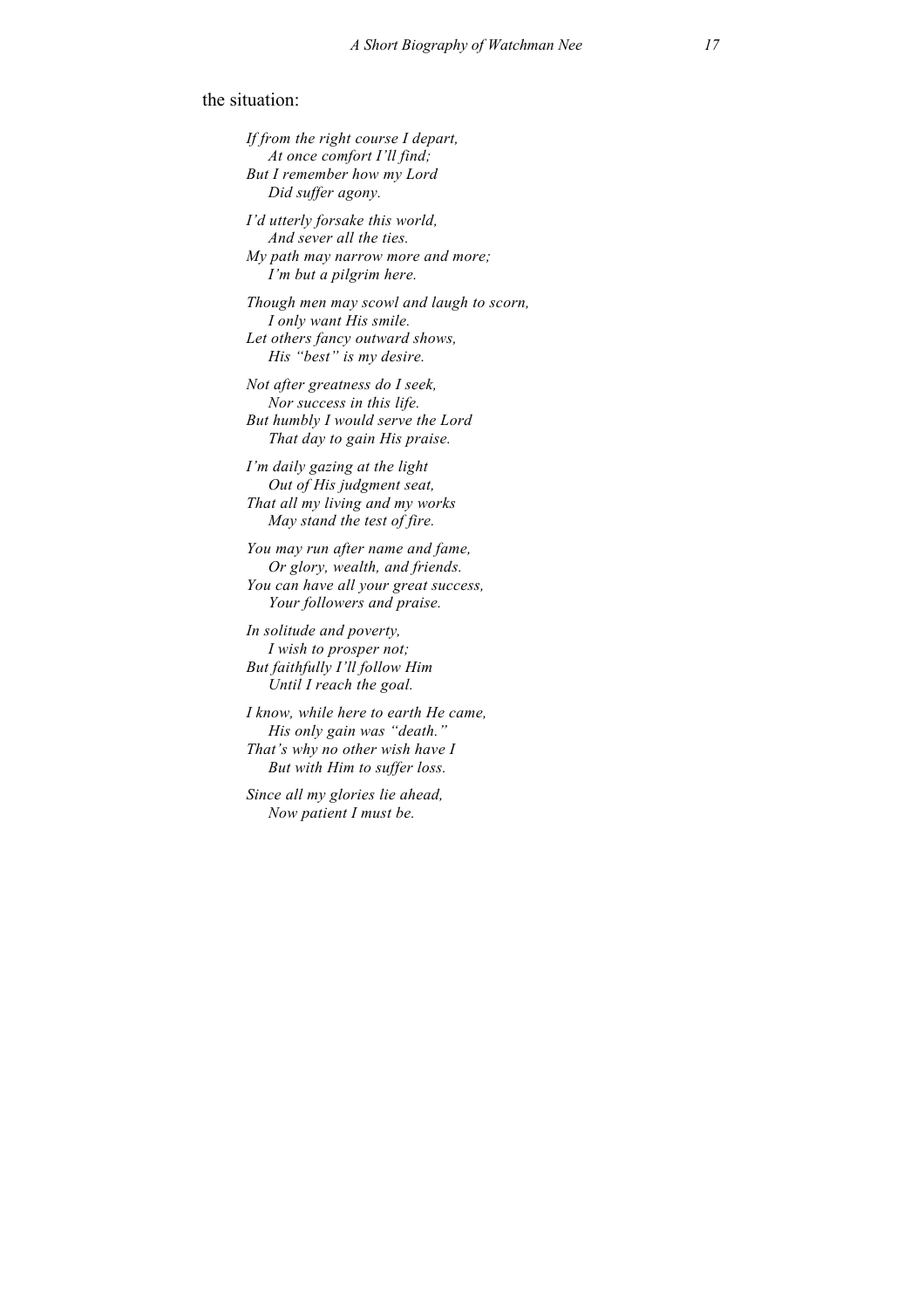the situation:

*If from the right course I depart,*
*At once comfort I'll find;*
*But I remember how my Lord*
*Did suffer agony.*

*I'd utterly forsake this world,*
*And sever all the ties.*
*My path may narrow more and more;*
*I'm but a pilgrim here.*

*Though men may scowl and laugh to scorn,*
*I only want His smile.*
*Let others fancy outward shows,*
*His "best" is my desire.*

*Not after greatness do I seek,*
*Nor success in this life.*
*But humbly I would serve the Lord*
*That day to gain His praise.*

*I'm daily gazing at the light*
*Out of His judgment seat,*
*That all my living and my works*
*May stand the test of fire.*

*You may run after name and fame,*
*Or glory, wealth, and friends.*
*You can have all your great success,*
*Your followers and praise.*

*In solitude and poverty,*
*I wish to prosper not;*
*But faithfully I'll follow Him*
*Until I reach the goal.*

*I know, while here to earth He came,*
*His only gain was "death."*
*That's why no other wish have I*
*But with Him to suffer loss.*

*Since all my glories lie ahead,*
*Now patient I must be.*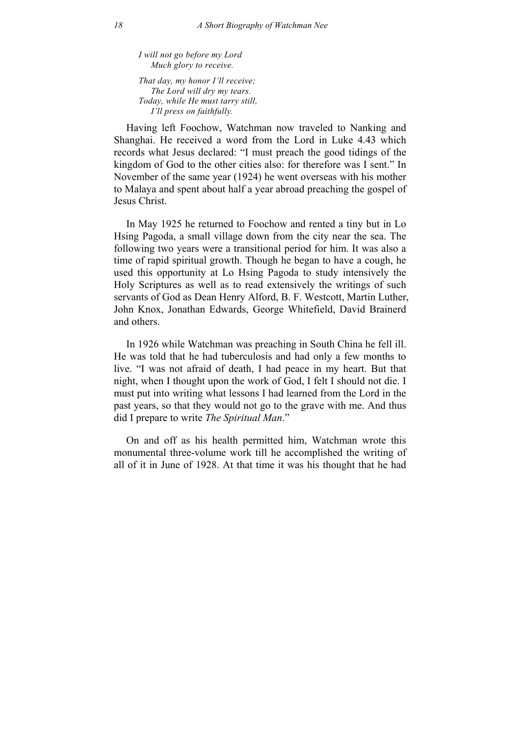*I will not go before my Lord*
*Much glory to receive.*

*That day, my honor I'll receive;*
*The Lord will dry my tears.*
*Today, while He must tarry still,*
*I'll press on faithfully.*

Having left Foochow, Watchman now traveled to Nanking and Shanghai. He received a word from the Lord in Luke 4.43 which records what Jesus declared: "I must preach the good tidings of the kingdom of God to the other cities also: for therefore was I sent." In November of the same year (1924) he went overseas with his mother to Malaya and spent about half a year abroad preaching the gospel of Jesus Christ.

In May 1925 he returned to Foochow and rented a tiny but in Lo Hsing Pagoda, a small village down from the city near the sea. The following two years were a transitional period for him. It was also a time of rapid spiritual growth. Though he began to have a cough, he used this opportunity at Lo Hsing Pagoda to study intensively the Holy Scriptures as well as to read extensively the writings of such servants of God as Dean Henry Alford, B. F. Westcott, Martin Luther, John Knox, Jonathan Edwards, George Whitefield, David Brainerd and others.

In 1926 while Watchman was preaching in South China he fell ill. He was told that he had tuberculosis and had only a few months to live. "I was not afraid of death, I had peace in my heart. But that night, when I thought upon the work of God, I felt I should not die. I must put into writing what lessons I had learned from the Lord in the past years, so that they would not go to the grave with me. And thus did I prepare to write *The Spiritual Man*."

On and off as his health permitted him, Watchman wrote this monumental three-volume work till he accomplished the writing of all of it in June of 1928. At that time it was his thought that he had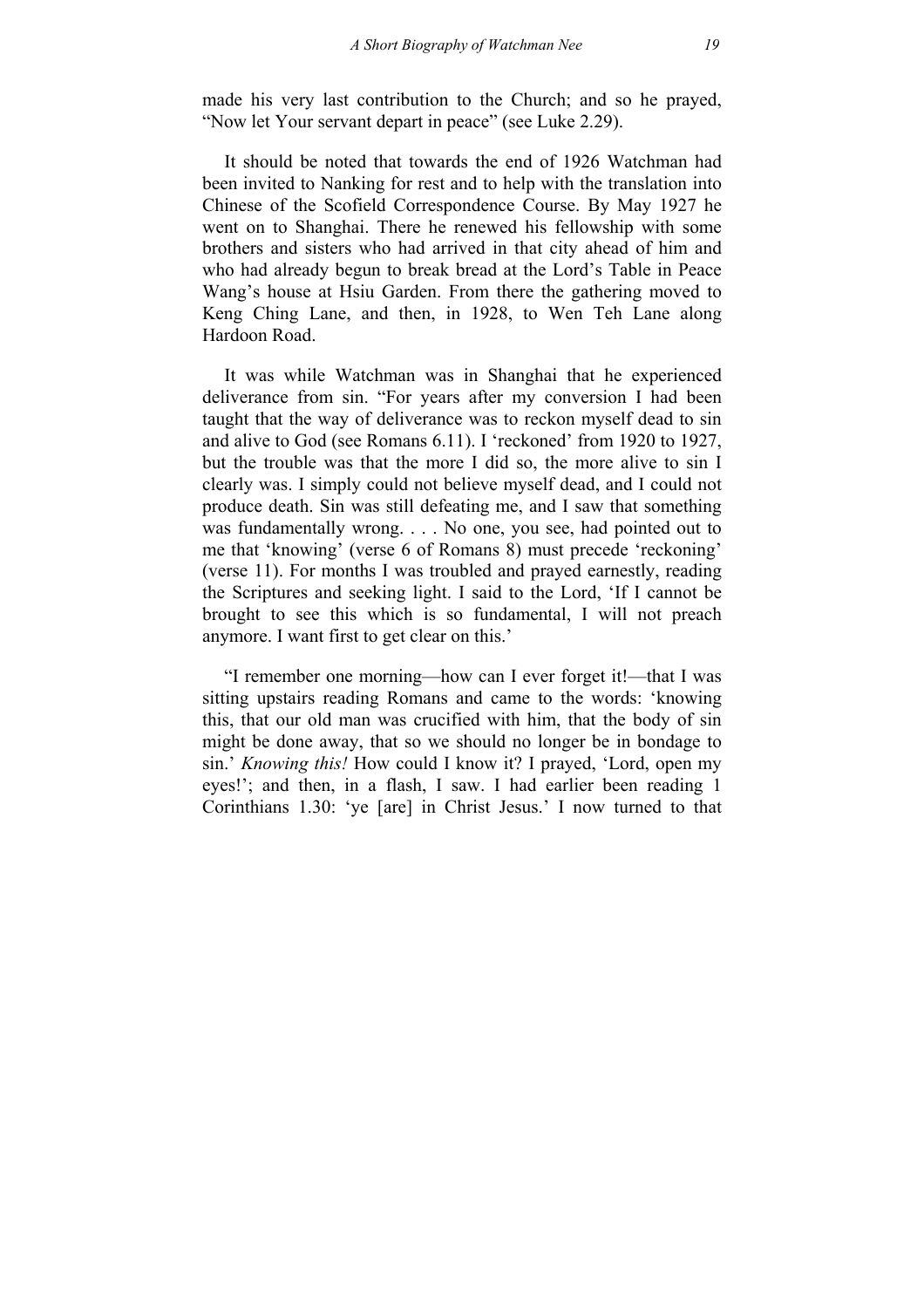made his very last contribution to the Church; and so he prayed, "Now let Your servant depart in peace" (see Luke 2.29).

It should be noted that towards the end of 1926 Watchman had been invited to Nanking for rest and to help with the translation into Chinese of the Scofield Correspondence Course. By May 1927 he went on to Shanghai. There he renewed his fellowship with some brothers and sisters who had arrived in that city ahead of him and who had already begun to break bread at the Lord's Table in Peace Wang's house at Hsiu Garden. From there the gathering moved to Keng Ching Lane, and then, in 1928, to Wen Teh Lane along Hardoon Road.

It was while Watchman was in Shanghai that he experienced deliverance from sin. "For years after my conversion I had been taught that the way of deliverance was to reckon myself dead to sin and alive to God (see Romans 6.11). I 'reckoned' from 1920 to 1927, but the trouble was that the more I did so, the more alive to sin I clearly was. I simply could not believe myself dead, and I could not produce death. Sin was still defeating me, and I saw that something was fundamentally wrong. . . . No one, you see, had pointed out to me that 'knowing' (verse 6 of Romans 8) must precede 'reckoning' (verse 11). For months I was troubled and prayed earnestly, reading the Scriptures and seeking light. I said to the Lord, 'If I cannot be brought to see this which is so fundamental, I will not preach anymore. I want first to get clear on this.'

"I remember one morning—how can I ever forget it!—that I was sitting upstairs reading Romans and came to the words: 'knowing this, that our old man was crucified with him, that the body of sin might be done away, that so we should no longer be in bondage to sin.' *Knowing this!* How could I know it? I prayed, 'Lord, open my eyes!'; and then, in a flash, I saw. I had earlier been reading 1 Corinthians 1.30: 'ye [are] in Christ Jesus.' I now turned to that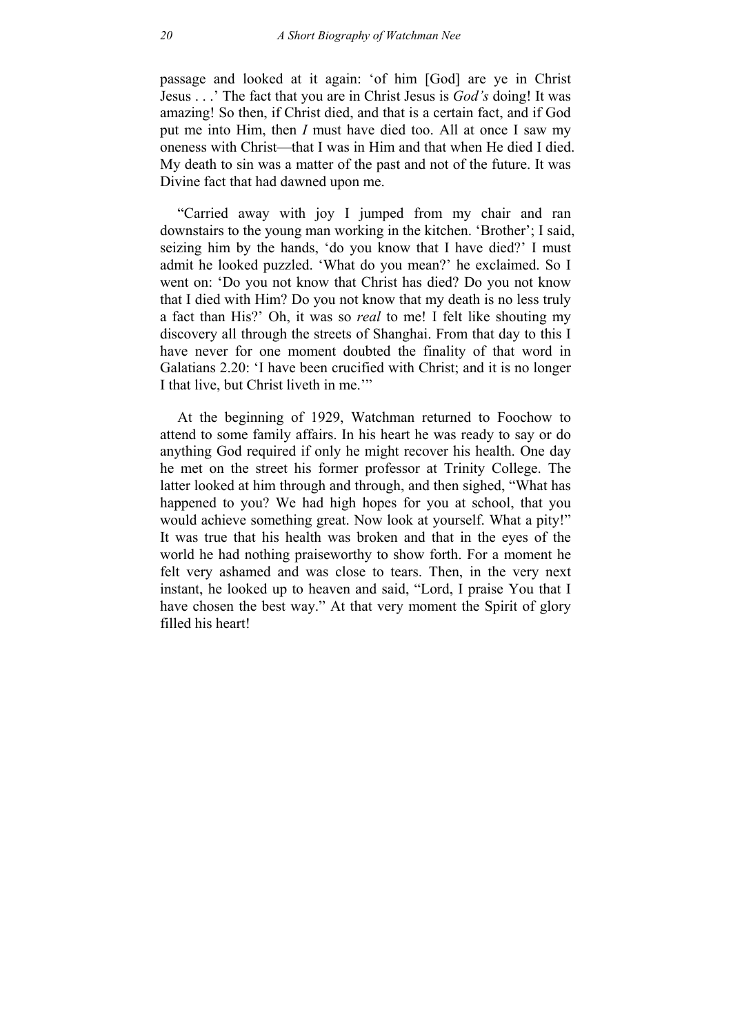passage and looked at it again: 'of him [God] are ye in Christ Jesus . . .' The fact that you are in Christ Jesus is *God's* doing! It was amazing! So then, if Christ died, and that is a certain fact, and if God put me into Him, then *I* must have died too. All at once I saw my oneness with Christ—that I was in Him and that when He died I died. My death to sin was a matter of the past and not of the future. It was Divine fact that had dawned upon me.

"Carried away with joy I jumped from my chair and ran downstairs to the young man working in the kitchen. 'Brother'; I said, seizing him by the hands, 'do you know that I have died?' I must admit he looked puzzled. 'What do you mean?' he exclaimed. So I went on: 'Do you not know that Christ has died? Do you not know that I died with Him? Do you not know that my death is no less truly a fact than His?' Oh, it was so *real* to me! I felt like shouting my discovery all through the streets of Shanghai. From that day to this I have never for one moment doubted the finality of that word in Galatians 2.20: 'I have been crucified with Christ; and it is no longer I that live, but Christ liveth in me.'"

At the beginning of 1929, Watchman returned to Foochow to attend to some family affairs. In his heart he was ready to say or do anything God required if only he might recover his health. One day he met on the street his former professor at Trinity College. The latter looked at him through and through, and then sighed, "What has happened to you? We had high hopes for you at school, that you would achieve something great. Now look at yourself. What a pity!" It was true that his health was broken and that in the eyes of the world he had nothing praiseworthy to show forth. For a moment he felt very ashamed and was close to tears. Then, in the very next instant, he looked up to heaven and said, "Lord, I praise You that I have chosen the best way." At that very moment the Spirit of glory filled his heart!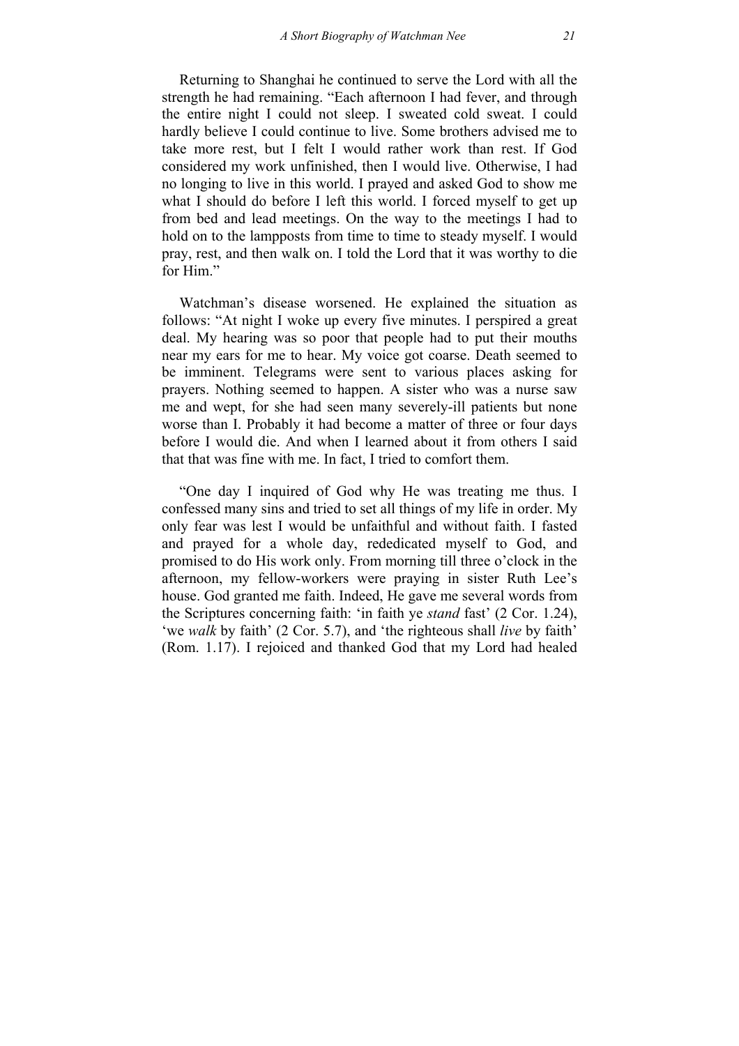Returning to Shanghai he continued to serve the Lord with all the strength he had remaining. "Each afternoon I had fever, and through the entire night I could not sleep. I sweated cold sweat. I could hardly believe I could continue to live. Some brothers advised me to take more rest, but I felt I would rather work than rest. If God considered my work unfinished, then I would live. Otherwise, I had no longing to live in this world. I prayed and asked God to show me what I should do before I left this world. I forced myself to get up from bed and lead meetings. On the way to the meetings I had to hold on to the lampposts from time to time to steady myself. I would pray, rest, and then walk on. I told the Lord that it was worthy to die for Him."

Watchman's disease worsened. He explained the situation as follows: "At night I woke up every five minutes. I perspired a great deal. My hearing was so poor that people had to put their mouths near my ears for me to hear. My voice got coarse. Death seemed to be imminent. Telegrams were sent to various places asking for prayers. Nothing seemed to happen. A sister who was a nurse saw me and wept, for she had seen many severely-ill patients but none worse than I. Probably it had become a matter of three or four days before I would die. And when I learned about it from others I said that that was fine with me. In fact, I tried to comfort them.

"One day I inquired of God why He was treating me thus. I confessed many sins and tried to set all things of my life in order. My only fear was lest I would be unfaithful and without faith. I fasted and prayed for a whole day, rededicated myself to God, and promised to do His work only. From morning till three o'clock in the afternoon, my fellow-workers were praying in sister Ruth Lee's house. God granted me faith. Indeed, He gave me several words from the Scriptures concerning faith: 'in faith ye *stand* fast' (2 Cor. 1.24), 'we *walk* by faith' (2 Cor. 5.7), and 'the righteous shall *live* by faith' (Rom. 1.17). I rejoiced and thanked God that my Lord had healed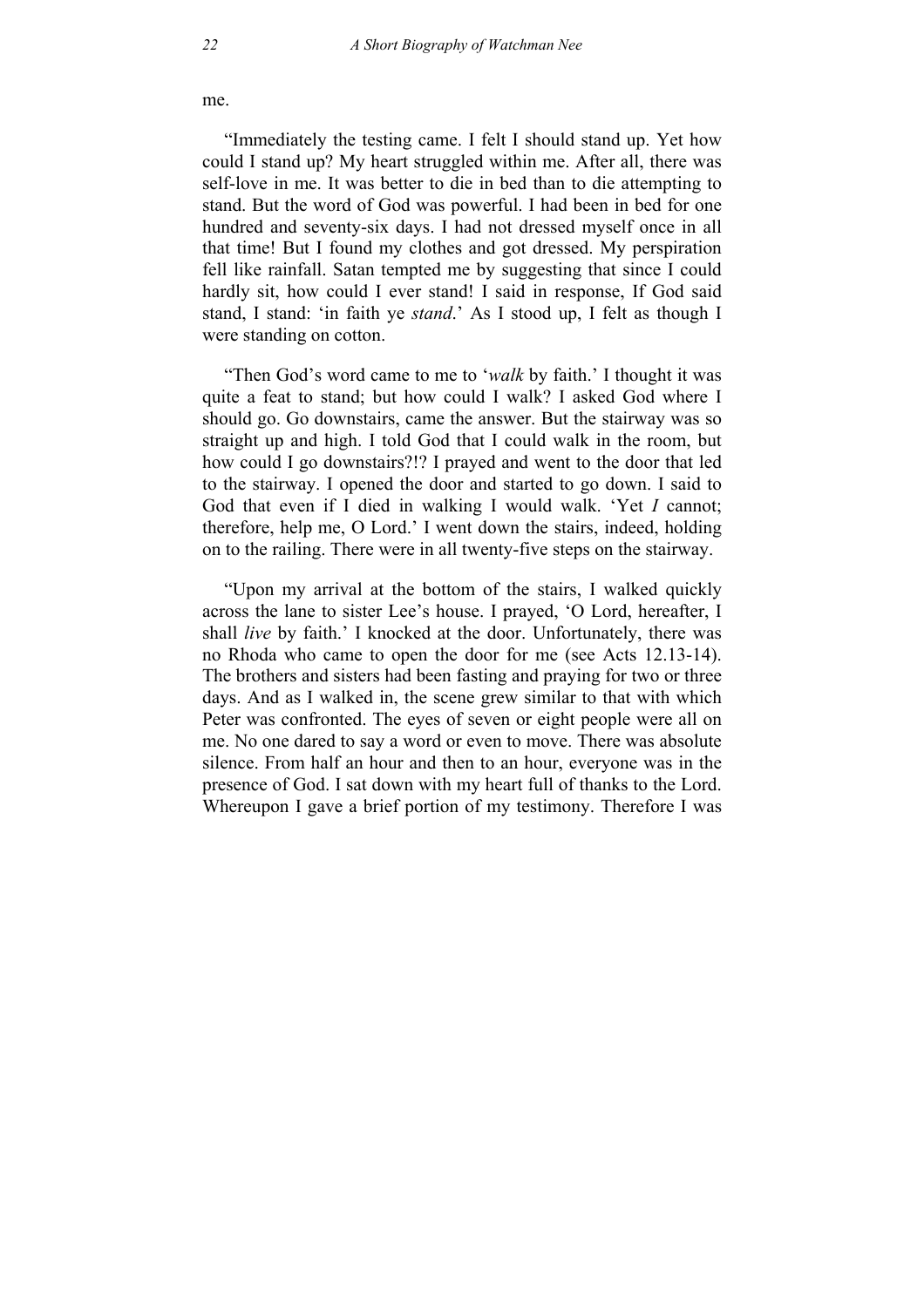me.

"Immediately the testing came. I felt I should stand up. Yet how could I stand up? My heart struggled within me. After all, there was self-love in me. It was better to die in bed than to die attempting to stand. But the word of God was powerful. I had been in bed for one hundred and seventy-six days. I had not dressed myself once in all that time! But I found my clothes and got dressed. My perspiration fell like rainfall. Satan tempted me by suggesting that since I could hardly sit, how could I ever stand! I said in response, If God said stand, I stand: 'in faith ye *stand*.' As I stood up, I felt as though I were standing on cotton.

"Then God's word came to me to '*walk* by faith.' I thought it was quite a feat to stand; but how could I walk? I asked God where I should go. Go downstairs, came the answer. But the stairway was so straight up and high. I told God that I could walk in the room, but how could I go downstairs?!? I prayed and went to the door that led to the stairway. I opened the door and started to go down. I said to God that even if I died in walking I would walk. 'Yet *I* cannot; therefore, help me, O Lord.' I went down the stairs, indeed, holding on to the railing. There were in all twenty-five steps on the stairway.

"Upon my arrival at the bottom of the stairs, I walked quickly across the lane to sister Lee's house. I prayed, 'O Lord, hereafter, I shall *live* by faith.' I knocked at the door. Unfortunately, there was no Rhoda who came to open the door for me (see Acts 12.13-14). The brothers and sisters had been fasting and praying for two or three days. And as I walked in, the scene grew similar to that with which Peter was confronted. The eyes of seven or eight people were all on me. No one dared to say a word or even to move. There was absolute silence. From half an hour and then to an hour, everyone was in the presence of God. I sat down with my heart full of thanks to the Lord. Whereupon I gave a brief portion of my testimony. Therefore I was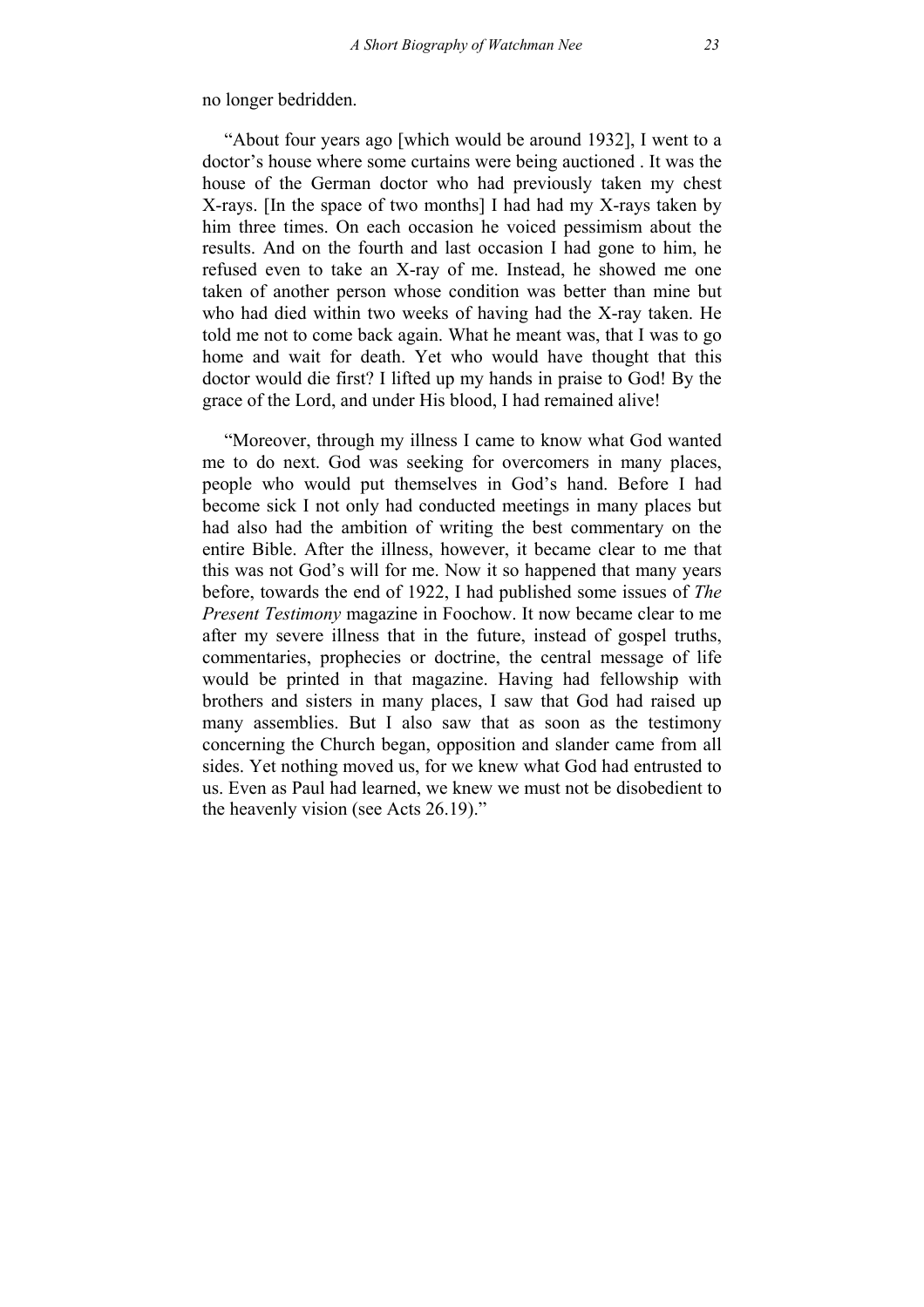no longer bedridden.

"About four years ago [which would be around 1932], I went to a doctor's house where some curtains were being auctioned . It was the house of the German doctor who had previously taken my chest X-rays. [In the space of two months] I had had my X-rays taken by him three times. On each occasion he voiced pessimism about the results. And on the fourth and last occasion I had gone to him, he refused even to take an X-ray of me. Instead, he showed me one taken of another person whose condition was better than mine but who had died within two weeks of having had the X-ray taken. He told me not to come back again. What he meant was, that I was to go home and wait for death. Yet who would have thought that this doctor would die first? I lifted up my hands in praise to God! By the grace of the Lord, and under His blood, I had remained alive!

"Moreover, through my illness I came to know what God wanted me to do next. God was seeking for overcomers in many places, people who would put themselves in God's hand. Before I had become sick I not only had conducted meetings in many places but had also had the ambition of writing the best commentary on the entire Bible. After the illness, however, it became clear to me that this was not God's will for me. Now it so happened that many years before, towards the end of 1922, I had published some issues of *The Present Testimony* magazine in Foochow. It now became clear to me after my severe illness that in the future, instead of gospel truths, commentaries, prophecies or doctrine, the central message of life would be printed in that magazine. Having had fellowship with brothers and sisters in many places, I saw that God had raised up many assemblies. But I also saw that as soon as the testimony concerning the Church began, opposition and slander came from all sides. Yet nothing moved us, for we knew what God had entrusted to us. Even as Paul had learned, we knew we must not be disobedient to the heavenly vision (see Acts 26.19)."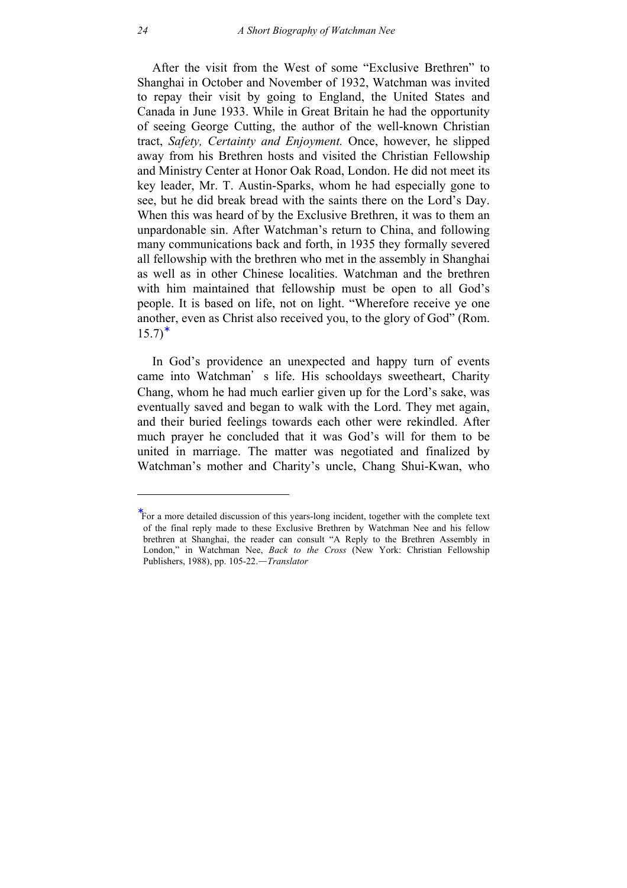After the visit from the West of some "Exclusive Brethren" to Shanghai in October and November of 1932, Watchman was invited to repay their visit by going to England, the United States and Canada in June 1933. While in Great Britain he had the opportunity of seeing George Cutting, the author of the well-known Christian tract, *Safety, Certainty and Enjoyment.* Once, however, he slipped away from his Brethren hosts and visited the Christian Fellowship and Ministry Center at Honor Oak Road, London. He did not meet its key leader, Mr. T. Austin-Sparks, whom he had especially gone to see, but he did break bread with the saints there on the Lord's Day. When this was heard of by the Exclusive Brethren, it was to them an unpardonable sin. After Watchman's return to China, and following many communications back and forth, in 1935 they formally severed all fellowship with the brethren who met in the assembly in Shanghai as well as in other Chinese localities. Watchman and the brethren with him maintained that fellowship must be open to all God's people. It is based on life, not on light. "Wherefore receive ye one another, even as Christ also received you, to the glory of God" (Rom. 15.7)*

In God's providence an unexpected and happy turn of events came into Watchman's life. His schooldays sweetheart, Charity Chang, whom he had much earlier given up for the Lord's sake, was eventually saved and began to walk with the Lord. They met again, and their buried feelings towards each other were rekindled. After much prayer he concluded that it was God's will for them to be united in marriage. The matter was negotiated and finalized by Watchman's mother and Charity's uncle, Chang Shui-Kwan, who

---

*For a more detailed discussion of this years-long incident, together with the complete text of the final reply made to these Exclusive Brethren by Watchman Nee and his fellow brethren at Shanghai, the reader can consult "A Reply to the Brethren Assembly in London," in Watchman Nee, *Back to the Cross* (New York: Christian Fellowship Publishers, 1988), pp. 105-22.—*Translator*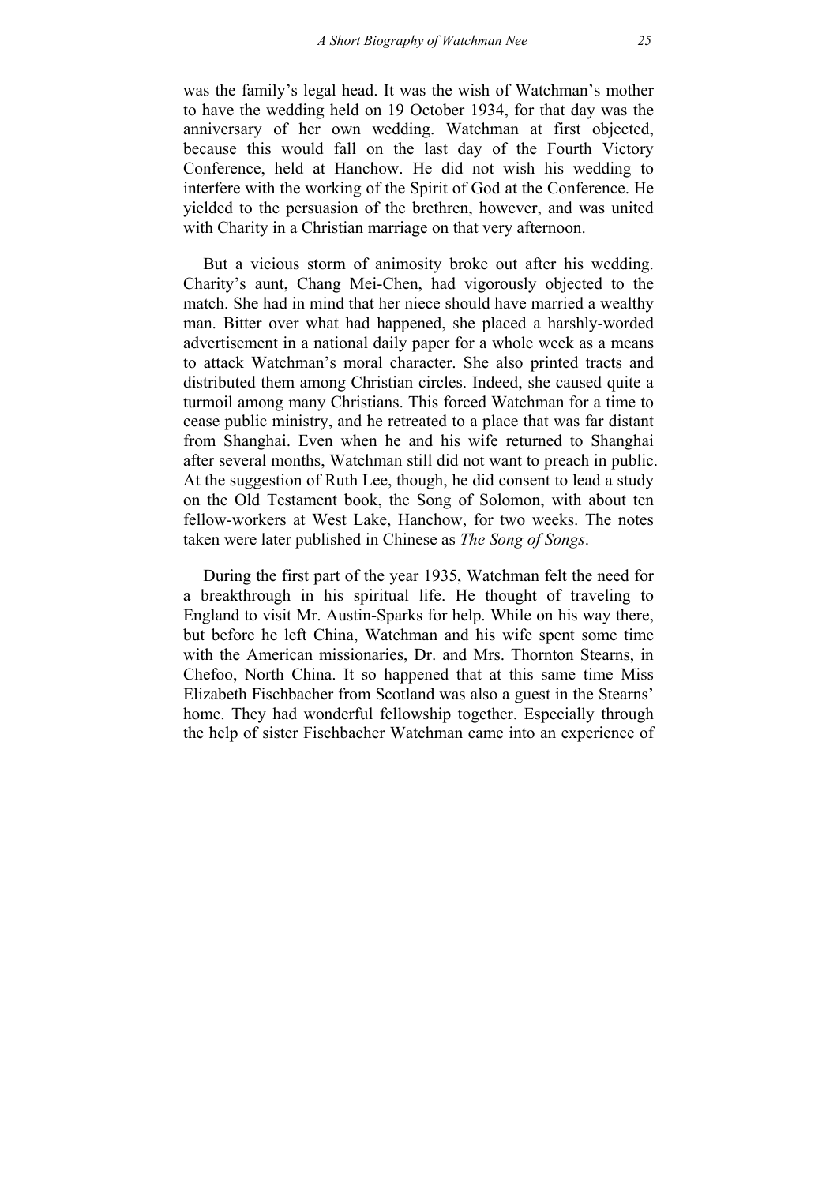was the family's legal head. It was the wish of Watchman's mother to have the wedding held on 19 October 1934, for that day was the anniversary of her own wedding. Watchman at first objected, because this would fall on the last day of the Fourth Victory Conference, held at Hanchow. He did not wish his wedding to interfere with the working of the Spirit of God at the Conference. He yielded to the persuasion of the brethren, however, and was united with Charity in a Christian marriage on that very afternoon.

But a vicious storm of animosity broke out after his wedding. Charity's aunt, Chang Mei-Chen, had vigorously objected to the match. She had in mind that her niece should have married a wealthy man. Bitter over what had happened, she placed a harshly-worded advertisement in a national daily paper for a whole week as a means to attack Watchman's moral character. She also printed tracts and distributed them among Christian circles. Indeed, she caused quite a turmoil among many Christians. This forced Watchman for a time to cease public ministry, and he retreated to a place that was far distant from Shanghai. Even when he and his wife returned to Shanghai after several months, Watchman still did not want to preach in public. At the suggestion of Ruth Lee, though, he did consent to lead a study on the Old Testament book, the Song of Solomon, with about ten fellow-workers at West Lake, Hanchow, for two weeks. The notes taken were later published in Chinese as *The Song of Songs*.

During the first part of the year 1935, Watchman felt the need for a breakthrough in his spiritual life. He thought of traveling to England to visit Mr. Austin-Sparks for help. While on his way there, but before he left China, Watchman and his wife spent some time with the American missionaries, Dr. and Mrs. Thornton Stearns, in Chefoo, North China. It so happened that at this same time Miss Elizabeth Fischbacher from Scotland was also a guest in the Stearns' home. They had wonderful fellowship together. Especially through the help of sister Fischbacher Watchman came into an experience of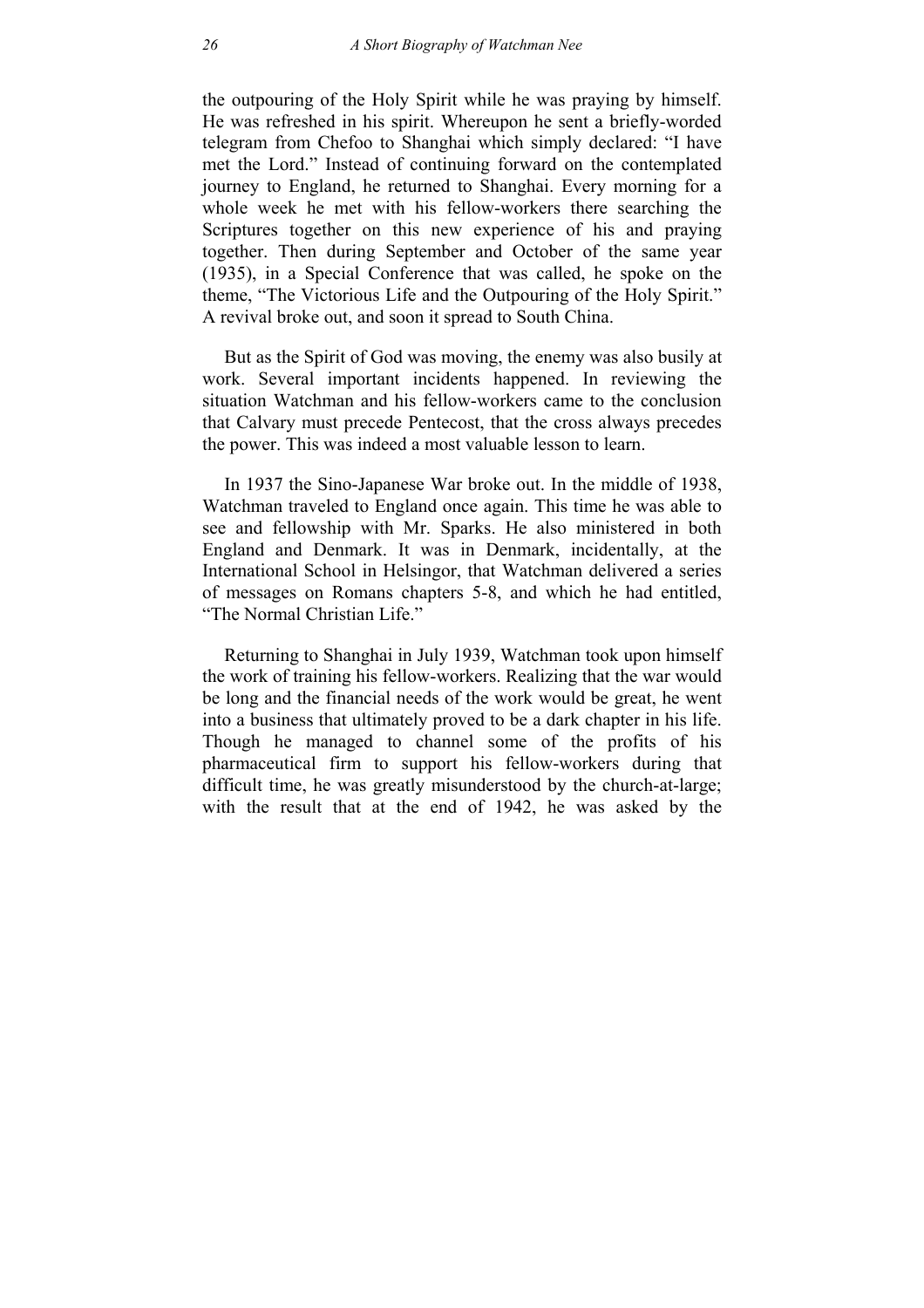the outpouring of the Holy Spirit while he was praying by himself. He was refreshed in his spirit. Whereupon he sent a briefly-worded telegram from Chefoo to Shanghai which simply declared: "I have met the Lord." Instead of continuing forward on the contemplated journey to England, he returned to Shanghai. Every morning for a whole week he met with his fellow-workers there searching the Scriptures together on this new experience of his and praying together. Then during September and October of the same year (1935), in a Special Conference that was called, he spoke on the theme, "The Victorious Life and the Outpouring of the Holy Spirit." A revival broke out, and soon it spread to South China.

But as the Spirit of God was moving, the enemy was also busily at work. Several important incidents happened. In reviewing the situation Watchman and his fellow-workers came to the conclusion that Calvary must precede Pentecost, that the cross always precedes the power. This was indeed a most valuable lesson to learn.

In 1937 the Sino-Japanese War broke out. In the middle of 1938, Watchman traveled to England once again. This time he was able to see and fellowship with Mr. Sparks. He also ministered in both England and Denmark. It was in Denmark, incidentally, at the International School in Helsingor, that Watchman delivered a series of messages on Romans chapters 5-8, and which he had entitled, "The Normal Christian Life."

Returning to Shanghai in July 1939, Watchman took upon himself the work of training his fellow-workers. Realizing that the war would be long and the financial needs of the work would be great, he went into a business that ultimately proved to be a dark chapter in his life. Though he managed to channel some of the profits of his pharmaceutical firm to support his fellow-workers during that difficult time, he was greatly misunderstood by the church-at-large; with the result that at the end of 1942, he was asked by the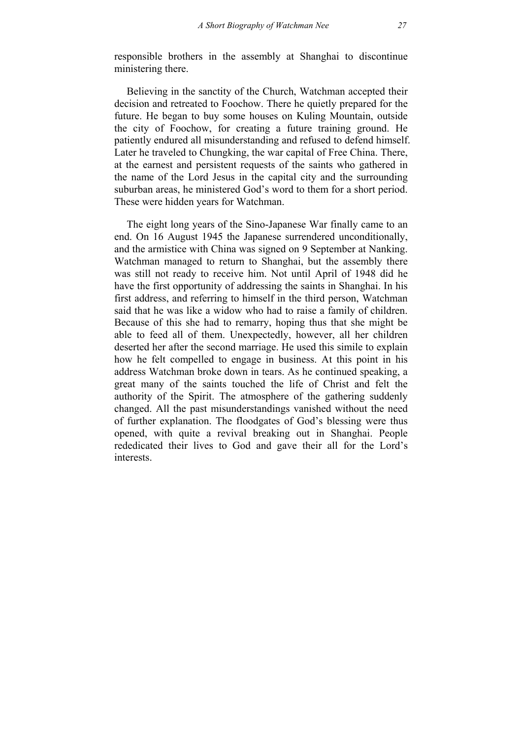responsible brothers in the assembly at Shanghai to discontinue ministering there.

Believing in the sanctity of the Church, Watchman accepted their decision and retreated to Foochow. There he quietly prepared for the future. He began to buy some houses on Kuling Mountain, outside the city of Foochow, for creating a future training ground. He patiently endured all misunderstanding and refused to defend himself. Later he traveled to Chungking, the war capital of Free China. There, at the earnest and persistent requests of the saints who gathered in the name of the Lord Jesus in the capital city and the surrounding suburban areas, he ministered God's word to them for a short period. These were hidden years for Watchman.

The eight long years of the Sino-Japanese War finally came to an end. On 16 August 1945 the Japanese surrendered unconditionally, and the armistice with China was signed on 9 September at Nanking. Watchman managed to return to Shanghai, but the assembly there was still not ready to receive him. Not until April of 1948 did he have the first opportunity of addressing the saints in Shanghai. In his first address, and referring to himself in the third person, Watchman said that he was like a widow who had to raise a family of children. Because of this she had to remarry, hoping thus that she might be able to feed all of them. Unexpectedly, however, all her children deserted her after the second marriage. He used this simile to explain how he felt compelled to engage in business. At this point in his address Watchman broke down in tears. As he continued speaking, a great many of the saints touched the life of Christ and felt the authority of the Spirit. The atmosphere of the gathering suddenly changed. All the past misunderstandings vanished without the need of further explanation. The floodgates of God's blessing were thus opened, with quite a revival breaking out in Shanghai. People rededicated their lives to God and gave their all for the Lord's interests.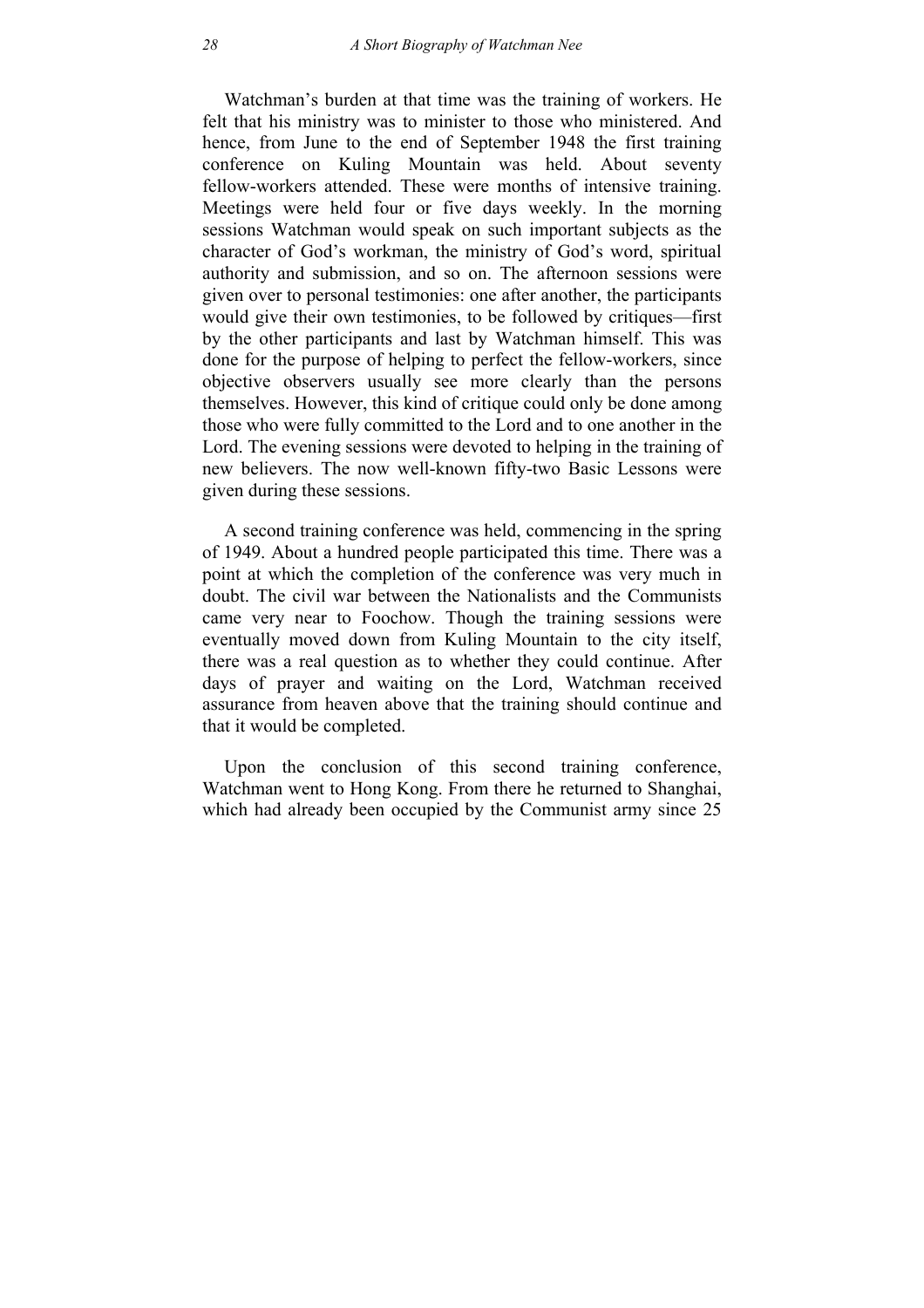Watchman's burden at that time was the training of workers. He felt that his ministry was to minister to those who ministered. And hence, from June to the end of September 1948 the first training conference on Kuling Mountain was held. About seventy fellow-workers attended. These were months of intensive training. Meetings were held four or five days weekly. In the morning sessions Watchman would speak on such important subjects as the character of God's workman, the ministry of God's word, spiritual authority and submission, and so on. The afternoon sessions were given over to personal testimonies: one after another, the participants would give their own testimonies, to be followed by critiques—first by the other participants and last by Watchman himself. This was done for the purpose of helping to perfect the fellow-workers, since objective observers usually see more clearly than the persons themselves. However, this kind of critique could only be done among those who were fully committed to the Lord and to one another in the Lord. The evening sessions were devoted to helping in the training of new believers. The now well-known fifty-two Basic Lessons were given during these sessions.

A second training conference was held, commencing in the spring of 1949. About a hundred people participated this time. There was a point at which the completion of the conference was very much in doubt. The civil war between the Nationalists and the Communists came very near to Foochow. Though the training sessions were eventually moved down from Kuling Mountain to the city itself, there was a real question as to whether they could continue. After days of prayer and waiting on the Lord, Watchman received assurance from heaven above that the training should continue and that it would be completed.

Upon the conclusion of this second training conference, Watchman went to Hong Kong. From there he returned to Shanghai, which had already been occupied by the Communist army since 25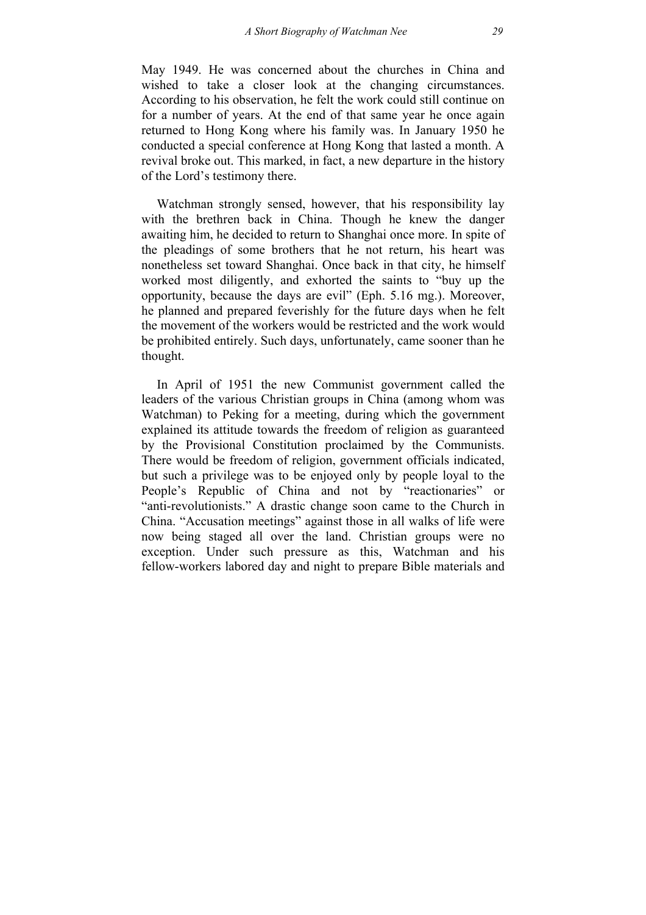May 1949. He was concerned about the churches in China and wished to take a closer look at the changing circumstances. According to his observation, he felt the work could still continue on for a number of years. At the end of that same year he once again returned to Hong Kong where his family was. In January 1950 he conducted a special conference at Hong Kong that lasted a month. A revival broke out. This marked, in fact, a new departure in the history of the Lord's testimony there.

Watchman strongly sensed, however, that his responsibility lay with the brethren back in China. Though he knew the danger awaiting him, he decided to return to Shanghai once more. In spite of the pleadings of some brothers that he not return, his heart was nonetheless set toward Shanghai. Once back in that city, he himself worked most diligently, and exhorted the saints to "buy up the opportunity, because the days are evil" (Eph. 5.16 mg.). Moreover, he planned and prepared feverishly for the future days when he felt the movement of the workers would be restricted and the work would be prohibited entirely. Such days, unfortunately, came sooner than he thought.

In April of 1951 the new Communist government called the leaders of the various Christian groups in China (among whom was Watchman) to Peking for a meeting, during which the government explained its attitude towards the freedom of religion as guaranteed by the Provisional Constitution proclaimed by the Communists. There would be freedom of religion, government officials indicated, but such a privilege was to be enjoyed only by people loyal to the People's Republic of China and not by "reactionaries" or "anti-revolutionists." A drastic change soon came to the Church in China. "Accusation meetings" against those in all walks of life were now being staged all over the land. Christian groups were no exception. Under such pressure as this, Watchman and his fellow-workers labored day and night to prepare Bible materials and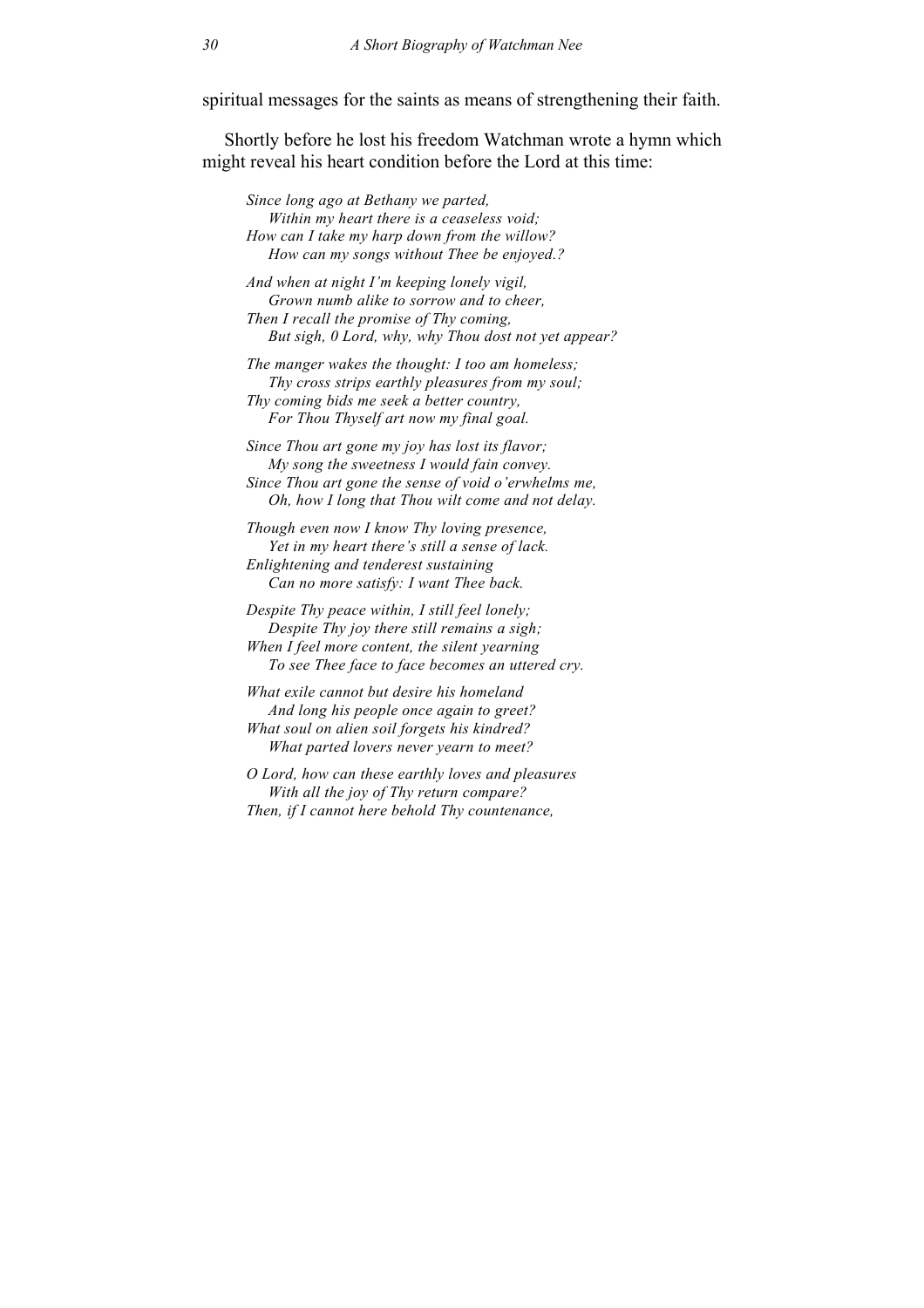spiritual messages for the saints as means of strengthening their faith.

Shortly before he lost his freedom Watchman wrote a hymn which might reveal his heart condition before the Lord at this time:

*Since long ago at Bethany we parted,*  
*Within my heart there is a ceaseless void;*  
*How can I take my harp down from the willow?*  
*How can my songs without Thee be enjoyed.?*

*And when at night I'm keeping lonely vigil,*  
*Grown numb alike to sorrow and to cheer,*  
*Then I recall the promise of Thy coming,*  
*But sigh, 0 Lord, why, why Thou dost not yet appear?*

*The manger wakes the thought: I too am homeless;*  
*Thy cross strips earthly pleasures from my soul;*  
*Thy coming bids me seek a better country,*  
*For Thou Thyself art now my final goal.*

*Since Thou art gone my joy has lost its flavor;*  
*My song the sweetness I would fain convey.*  
*Since Thou art gone the sense of void o'erwhelms me,*  
*Oh, how I long that Thou wilt come and not delay.*

*Though even now I know Thy loving presence,*  
*Yet in my heart there's still a sense of lack.*  
*Enlightening and tenderest sustaining*  
*Can no more satisfy: I want Thee back.*

*Despite Thy peace within, I still feel lonely;*  
*Despite Thy joy there still remains a sigh;*  
*When I feel more content, the silent yearning*  
*To see Thee face to face becomes an uttered cry.*

*What exile cannot but desire his homeland*  
*And long his people once again to greet?*  
*What soul on alien soil forgets his kindred?*  
*What parted lovers never yearn to meet?*

*O Lord, how can these earthly loves and pleasures*  
*With all the joy of Thy return compare?*  
*Then, if I cannot here behold Thy countenance,*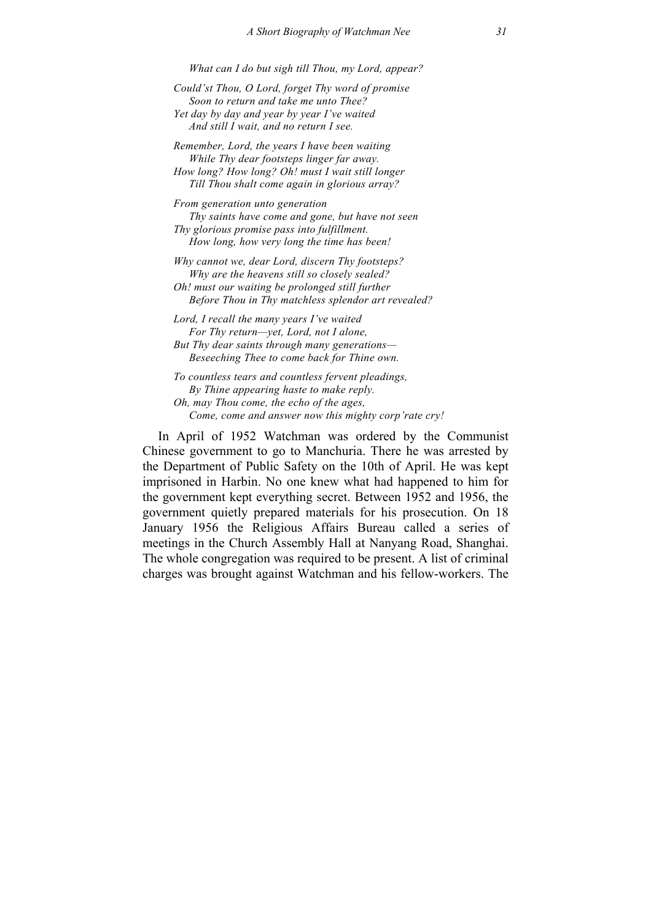*What can I do but sigh till Thou, my Lord, appear?*

*Could'st Thou, O Lord, forget Thy word of promise*  
*Soon to return and take me unto Thee?*  
*Yet day by day and year by year I've waited*  
*And still I wait, and no return I see.*

*Remember, Lord, the years I have been waiting*  
*While Thy dear footsteps linger far away.*  
*How long? How long? Oh! must I wait still longer*  
*Till Thou shalt come again in glorious array?*

*From generation unto generation*  
*Thy saints have come and gone, but have not seen*  
*Thy glorious promise pass into fulfillment.*  
*How long, how very long the time has been!*

*Why cannot we, dear Lord, discern Thy footsteps?*  
*Why are the heavens still so closely sealed?*  
*Oh! must our waiting be prolonged still further*  
*Before Thou in Thy matchless splendor art revealed?*

*Lord, I recall the many years I've waited*  
*For Thy return—yet, Lord, not I alone,*  
*But Thy dear saints through many generations—*  
*Beseeching Thee to come back for Thine own.*

*To countless tears and countless fervent pleadings,*  
*By Thine appearing haste to make reply.*  
*Oh, may Thou come, the echo of the ages,*  
*Come, come and answer now this mighty corp'rate cry!*

In April of 1952 Watchman was ordered by the Communist Chinese government to go to Manchuria. There he was arrested by the Department of Public Safety on the 10th of April. He was kept imprisoned in Harbin. No one knew what had happened to him for the government kept everything secret. Between 1952 and 1956, the government quietly prepared materials for his prosecution. On 18 January 1956 the Religious Affairs Bureau called a series of meetings in the Church Assembly Hall at Nanyang Road, Shanghai. The whole congregation was required to be present. A list of criminal charges was brought against Watchman and his fellow-workers. The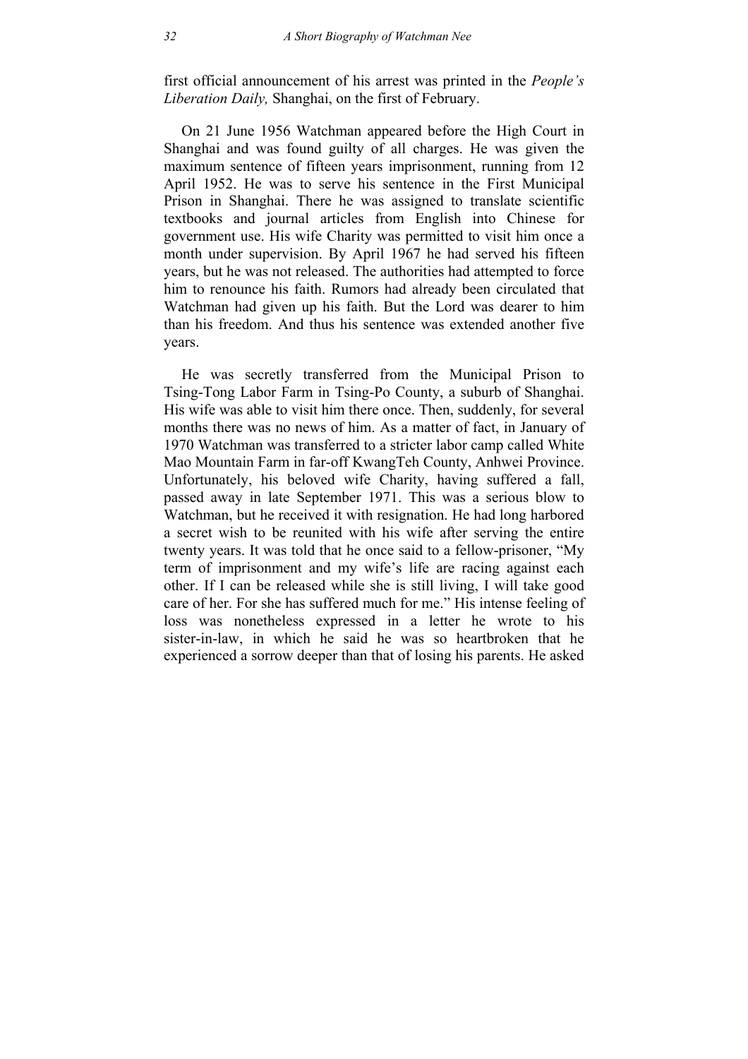first official announcement of his arrest was printed in the *People's Liberation Daily,* Shanghai, on the first of February.

On 21 June 1956 Watchman appeared before the High Court in Shanghai and was found guilty of all charges. He was given the maximum sentence of fifteen years imprisonment, running from 12 April 1952. He was to serve his sentence in the First Municipal Prison in Shanghai. There he was assigned to translate scientific textbooks and journal articles from English into Chinese for government use. His wife Charity was permitted to visit him once a month under supervision. By April 1967 he had served his fifteen years, but he was not released. The authorities had attempted to force him to renounce his faith. Rumors had already been circulated that Watchman had given up his faith. But the Lord was dearer to him than his freedom. And thus his sentence was extended another five years.

He was secretly transferred from the Municipal Prison to Tsing-Tong Labor Farm in Tsing-Po County, a suburb of Shanghai. His wife was able to visit him there once. Then, suddenly, for several months there was no news of him. As a matter of fact, in January of 1970 Watchman was transferred to a stricter labor camp called White Mao Mountain Farm in far-off KwangTeh County, Anhwei Province. Unfortunately, his beloved wife Charity, having suffered a fall, passed away in late September 1971. This was a serious blow to Watchman, but he received it with resignation. He had long harbored a secret wish to be reunited with his wife after serving the entire twenty years. It was told that he once said to a fellow-prisoner, "My term of imprisonment and my wife's life are racing against each other. If I can be released while she is still living, I will take good care of her. For she has suffered much for me." His intense feeling of loss was nonetheless expressed in a letter he wrote to his sister-in-law, in which he said he was so heartbroken that he experienced a sorrow deeper than that of losing his parents. He asked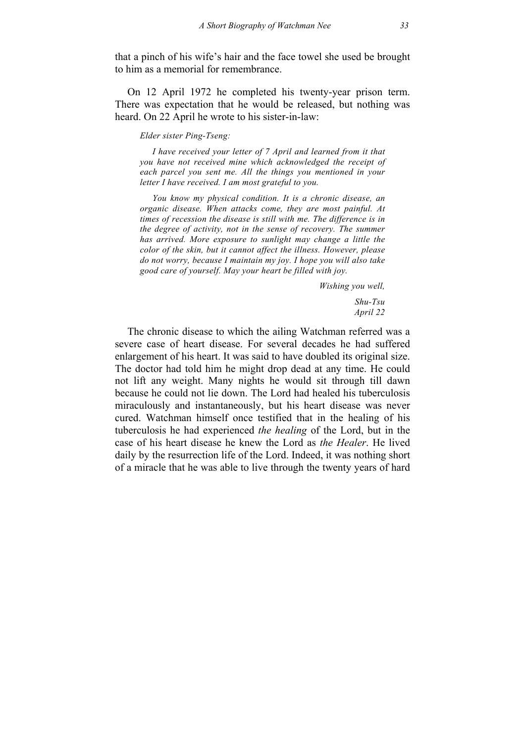that a pinch of his wife's hair and the face towel she used be brought to him as a memorial for remembrance.

On 12 April 1972 he completed his twenty-year prison term. There was expectation that he would be released, but nothing was heard. On 22 April he wrote to his sister-in-law:

> *Elder sister Ping-Tseng:*
>
> *I have received your letter of 7 April and learned from it that you have not received mine which acknowledged the receipt of each parcel you sent me. All the things you mentioned in your letter I have received. I am most grateful to you.*
>
> *You know my physical condition. It is a chronic disease, an organic disease. When attacks come, they are most painful. At times of recession the disease is still with me. The difference is in the degree of activity, not in the sense of recovery. The summer has arrived. More exposure to sunlight may change a little the color of the skin, but it cannot affect the illness. However, please do not worry, because I maintain my joy. I hope you will also take good care of yourself. May your heart be filled with joy.*
>
> *Wishing you well,*
>
> *Shu-Tsu*
> *April 22*

The chronic disease to which the ailing Watchman referred was a severe case of heart disease. For several decades he had suffered enlargement of his heart. It was said to have doubled its original size. The doctor had told him he might drop dead at any time. He could not lift any weight. Many nights he would sit through till dawn because he could not lie down. The Lord had healed his tuberculosis miraculously and instantaneously, but his heart disease was never cured. Watchman himself once testified that in the healing of his tuberculosis he had experienced *the healing* of the Lord, but in the case of his heart disease he knew the Lord as *the Healer*. He lived daily by the resurrection life of the Lord. Indeed, it was nothing short of a miracle that he was able to live through the twenty years of hard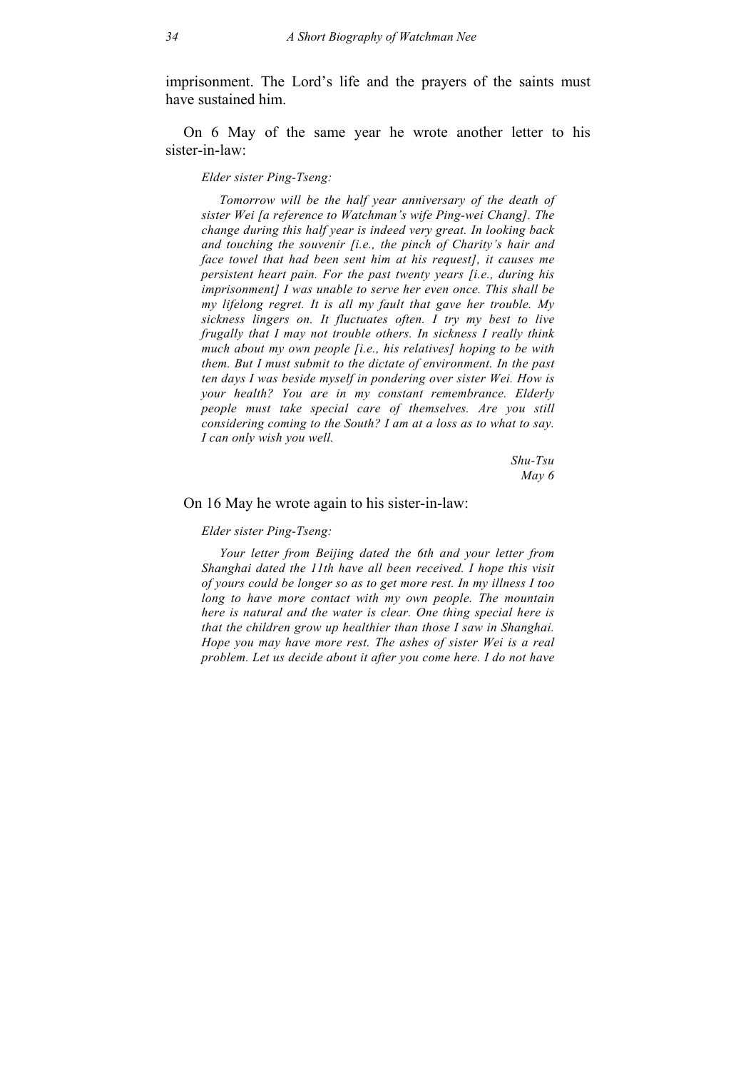imprisonment. The Lord's life and the prayers of the saints must have sustained him.

On 6 May of the same year he wrote another letter to his sister-in-law:

> *Elder sister Ping-Tseng:*
>
> *Tomorrow will be the half year anniversary of the death of sister Wei [a reference to Watchman's wife Ping-wei Chang]. The change during this half year is indeed very great. In looking back and touching the souvenir [i.e., the pinch of Charity's hair and face towel that had been sent him at his request], it causes me persistent heart pain. For the past twenty years [i.e., during his imprisonment] I was unable to serve her even once. This shall be my lifelong regret. It is all my fault that gave her trouble. My sickness lingers on. It fluctuates often. I try my best to live frugally that I may not trouble others. In sickness I really think much about my own people [i.e., his relatives] hoping to be with them. But I must submit to the dictate of environment. In the past ten days I was beside myself in pondering over sister Wei. How is your health? You are in my constant remembrance. Elderly people must take special care of themselves. Are you still considering coming to the South? I am at a loss as to what to say. I can only wish you well.*
>
> *Shu-Tsu*
> *May 6*

On 16 May he wrote again to his sister-in-law:

> *Elder sister Ping-Tseng:*
>
> *Your letter from Beijing dated the 6th and your letter from Shanghai dated the 11th have all been received. I hope this visit of yours could be longer so as to get more rest. In my illness I too long to have more contact with my own people. The mountain here is natural and the water is clear. One thing special here is that the children grow up healthier than those I saw in Shanghai. Hope you may have more rest. The ashes of sister Wei is a real problem. Let us decide about it after you come here. I do not have*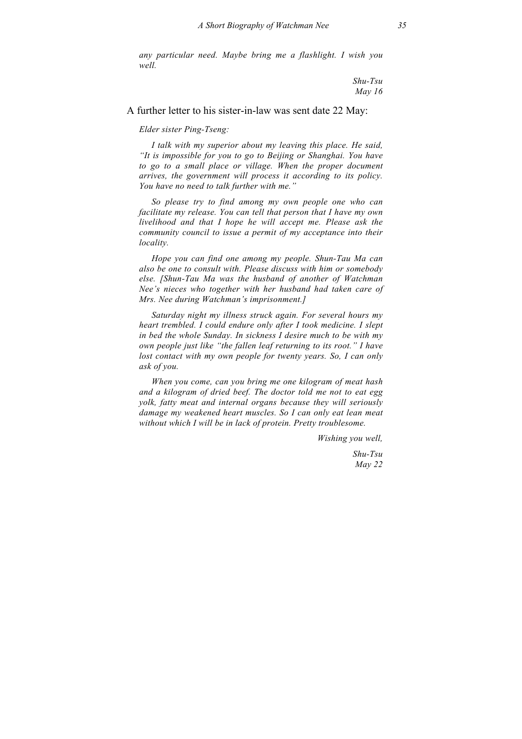*any particular need. Maybe bring me a flashlight. I wish you well.*

*Shu-Tsu*
*May 16*

A further letter to his sister-in-law was sent date 22 May:

*Elder sister Ping-Tseng:*

*I talk with my superior about my leaving this place. He said, "It is impossible for you to go to Beijing or Shanghai. You have to go to a small place or village. When the proper document arrives, the government will process it according to its policy. You have no need to talk further with me."*

*So please try to find among my own people one who can facilitate my release. You can tell that person that I have my own livelihood and that I hope he will accept me. Please ask the community council to issue a permit of my acceptance into their locality.*

*Hope you can find one among my people. Shun-Tau Ma can also be one to consult with. Please discuss with him or somebody else. [Shun-Tau Ma was the husband of another of Watchman Nee's nieces who together with her husband had taken care of Mrs. Nee during Watchman's imprisonment.]*

*Saturday night my illness struck again. For several hours my heart trembled. I could endure only after I took medicine. I slept in bed the whole Sunday. In sickness I desire much to be with my own people just like "the fallen leaf returning to its root." I have lost contact with my own people for twenty years. So, I can only ask of you.*

*When you come, can you bring me one kilogram of meat hash and a kilogram of dried beef. The doctor told me not to eat egg yolk, fatty meat and internal organs because they will seriously damage my weakened heart muscles. So I can only eat lean meat without which I will be in lack of protein. Pretty troublesome.*

*Wishing you well,*

*Shu-Tsu*
*May 22*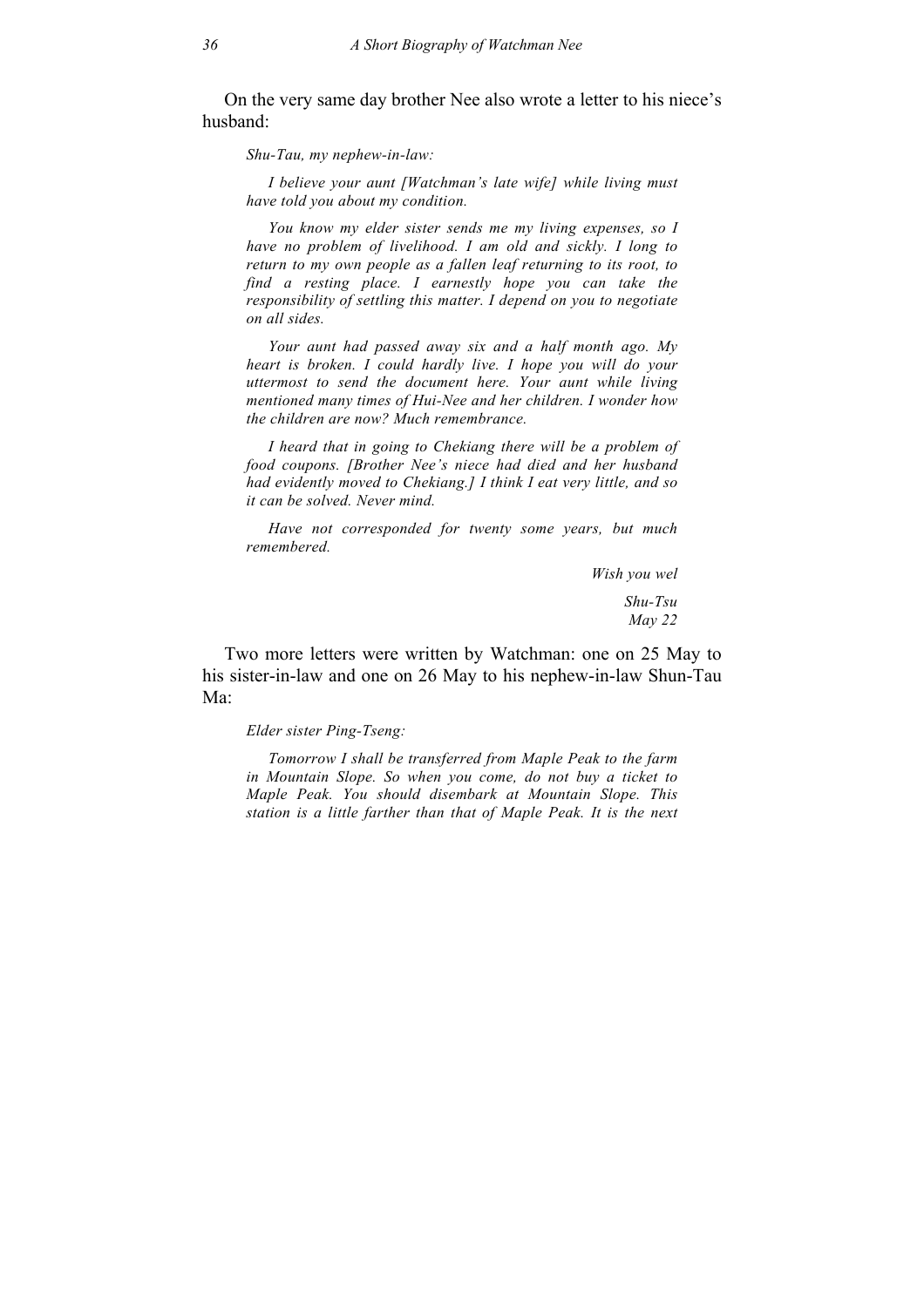On the very same day brother Nee also wrote a letter to his niece's husband:

> *Shu-Tau, my nephew-in-law:*
>
> *I believe your aunt [Watchman's late wife] while living must have told you about my condition.*
>
> *You know my elder sister sends me my living expenses, so I have no problem of livelihood. I am old and sickly. I long to return to my own people as a fallen leaf returning to its root, to find a resting place. I earnestly hope you can take the responsibility of settling this matter. I depend on you to negotiate on all sides.*
>
> *Your aunt had passed away six and a half month ago. My heart is broken. I could hardly live. I hope you will do your uttermost to send the document here. Your aunt while living mentioned many times of Hui-Nee and her children. I wonder how the children are now? Much remembrance.*
>
> *I heard that in going to Chekiang there will be a problem of food coupons. [Brother Nee's niece had died and her husband had evidently moved to Chekiang.] I think I eat very little, and so it can be solved. Never mind.*
>
> *Have not corresponded for twenty some years, but much remembered.*
>
> *Wish you wel*
>
> *Shu-Tsu*
> *May 22*

Two more letters were written by Watchman: one on 25 May to his sister-in-law and one on 26 May to his nephew-in-law Shun-Tau Ma:

> *Elder sister Ping-Tseng:*
>
> *Tomorrow I shall be transferred from Maple Peak to the farm in Mountain Slope. So when you come, do not buy a ticket to Maple Peak. You should disembark at Mountain Slope. This station is a little farther than that of Maple Peak. It is the next*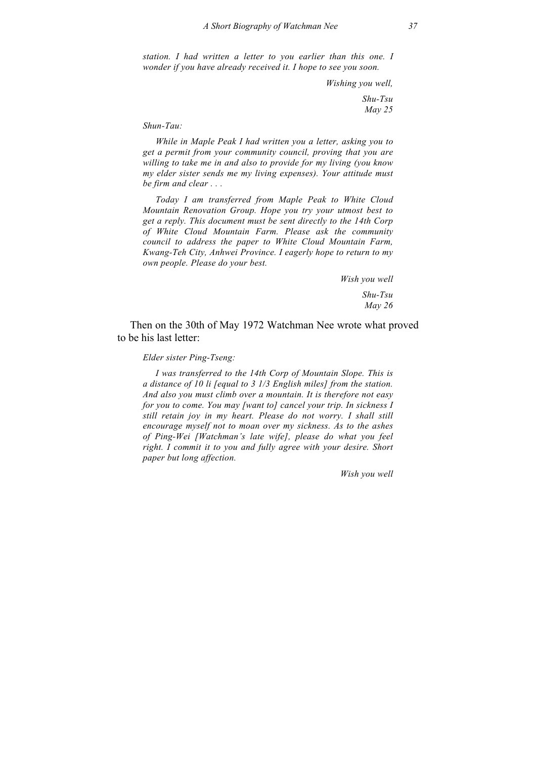*station. I had written a letter to you earlier than this one. I wonder if you have already received it. I hope to see you soon.*

*Wishing you well,*

*Shu-Tsu*
*May 25*

*Shun-Tau:*

*While in Maple Peak I had written you a letter, asking you to get a permit from your community council, proving that you are willing to take me in and also to provide for my living (you know my elder sister sends me my living expenses). Your attitude must be firm and clear . . .*

*Today I am transferred from Maple Peak to White Cloud Mountain Renovation Group. Hope you try your utmost best to get a reply. This document must be sent directly to the 14th Corp of White Cloud Mountain Farm. Please ask the community council to address the paper to White Cloud Mountain Farm, Kwang-Teh City, Anhwei Province. I eagerly hope to return to my own people. Please do your best.*

*Wish you well*

*Shu-Tsu*
*May 26*

Then on the 30th of May 1972 Watchman Nee wrote what proved to be his last letter:

*Elder sister Ping-Tseng:*

*I was transferred to the 14th Corp of Mountain Slope. This is a distance of 10 li [equal to 3 1/3 English miles] from the station. And also you must climb over a mountain. It is therefore not easy for you to come. You may [want to] cancel your trip. In sickness I still retain joy in my heart. Please do not worry. I shall still encourage myself not to moan over my sickness. As to the ashes of Ping-Wei [Watchman's late wife], please do what you feel right. I commit it to you and fully agree with your desire. Short paper but long affection.*

*Wish you well*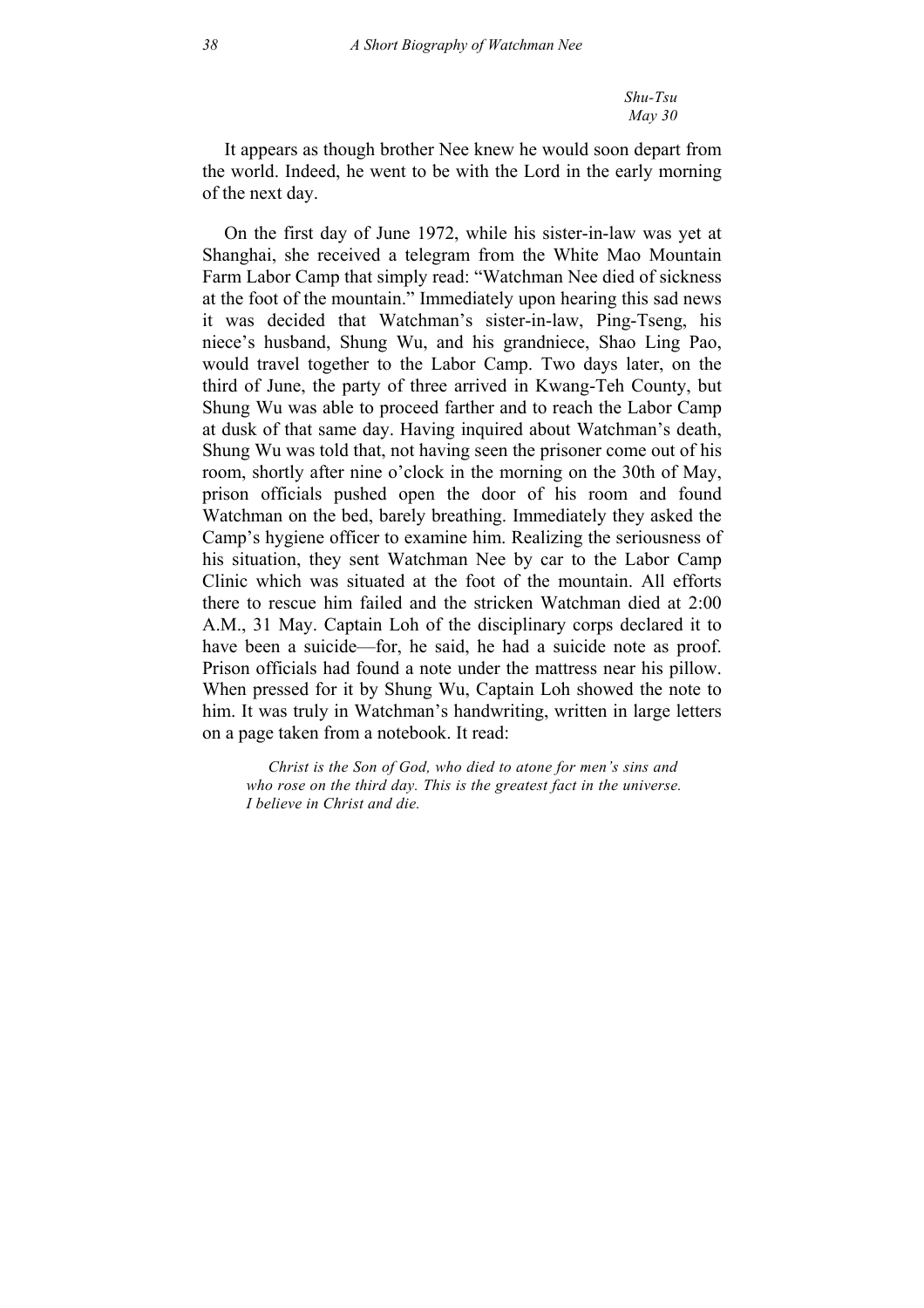*Shu-Tsu*
*May 30*

It appears as though brother Nee knew he would soon depart from the world. Indeed, he went to be with the Lord in the early morning of the next day.

On the first day of June 1972, while his sister-in-law was yet at Shanghai, she received a telegram from the White Mao Mountain Farm Labor Camp that simply read: "Watchman Nee died of sickness at the foot of the mountain." Immediately upon hearing this sad news it was decided that Watchman's sister-in-law, Ping-Tseng, his niece's husband, Shung Wu, and his grandniece, Shao Ling Pao, would travel together to the Labor Camp. Two days later, on the third of June, the party of three arrived in Kwang-Teh County, but Shung Wu was able to proceed farther and to reach the Labor Camp at dusk of that same day. Having inquired about Watchman's death, Shung Wu was told that, not having seen the prisoner come out of his room, shortly after nine o'clock in the morning on the 30th of May, prison officials pushed open the door of his room and found Watchman on the bed, barely breathing. Immediately they asked the Camp's hygiene officer to examine him. Realizing the seriousness of his situation, they sent Watchman Nee by car to the Labor Camp Clinic which was situated at the foot of the mountain. All efforts there to rescue him failed and the stricken Watchman died at 2:00 A.M., 31 May. Captain Loh of the disciplinary corps declared it to have been a suicide—for, he said, he had a suicide note as proof. Prison officials had found a note under the mattress near his pillow. When pressed for it by Shung Wu, Captain Loh showed the note to him. It was truly in Watchman's handwriting, written in large letters on a page taken from a notebook. It read:

> *Christ is the Son of God, who died to atone for men's sins and who rose on the third day. This is the greatest fact in the universe. I believe in Christ and die.*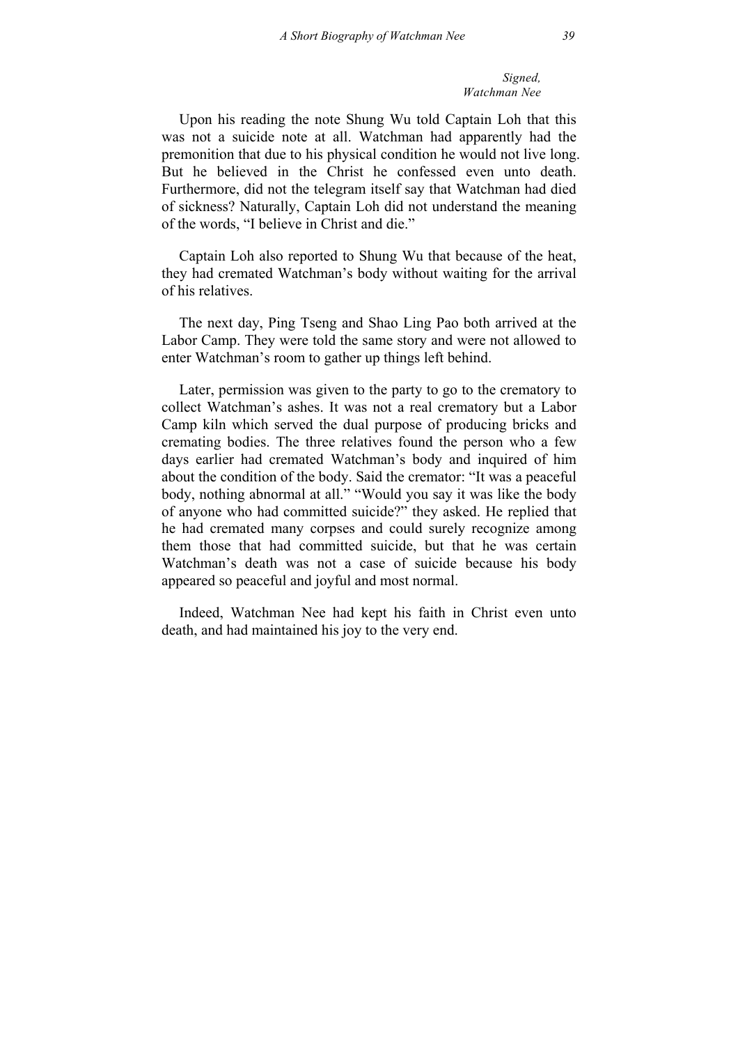*Signed,*
*Watchman Nee*

Upon his reading the note Shung Wu told Captain Loh that this was not a suicide note at all. Watchman had apparently had the premonition that due to his physical condition he would not live long. But he believed in the Christ he confessed even unto death. Furthermore, did not the telegram itself say that Watchman had died of sickness? Naturally, Captain Loh did not understand the meaning of the words, "I believe in Christ and die."

Captain Loh also reported to Shung Wu that because of the heat, they had cremated Watchman's body without waiting for the arrival of his relatives.

The next day, Ping Tseng and Shao Ling Pao both arrived at the Labor Camp. They were told the same story and were not allowed to enter Watchman's room to gather up things left behind.

Later, permission was given to the party to go to the crematory to collect Watchman's ashes. It was not a real crematory but a Labor Camp kiln which served the dual purpose of producing bricks and cremating bodies. The three relatives found the person who a few days earlier had cremated Watchman's body and inquired of him about the condition of the body. Said the cremator: "It was a peaceful body, nothing abnormal at all." "Would you say it was like the body of anyone who had committed suicide?" they asked. He replied that he had cremated many corpses and could surely recognize among them those that had committed suicide, but that he was certain Watchman's death was not a case of suicide because his body appeared so peaceful and joyful and most normal.

Indeed, Watchman Nee had kept his faith in Christ even unto death, and had maintained his joy to the very end.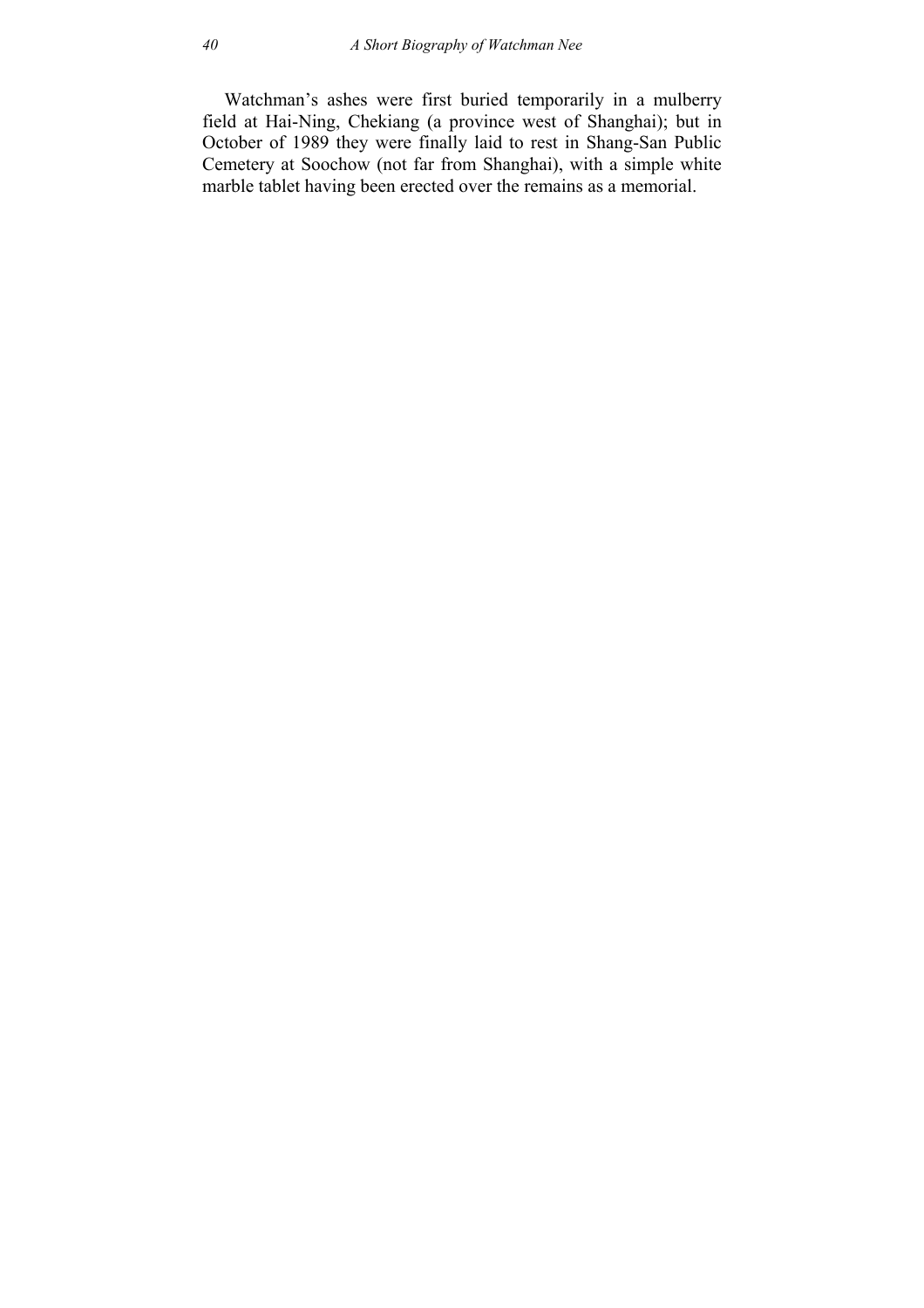Watchman's ashes were first buried temporarily in a mulberry field at Hai-Ning, Chekiang (a province west of Shanghai); but in October of 1989 they were finally laid to rest in Shang-San Public Cemetery at Soochow (not far from Shanghai), with a simple white marble tablet having been erected over the remains as a memorial.